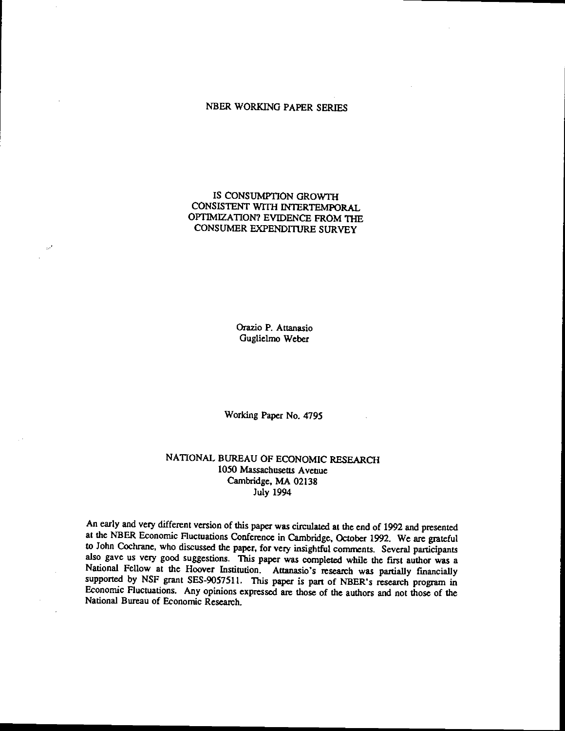NBER WORKING PAPER SERIES

# IS CONSUMPTION GROWTH CONSISTENT WITH INTERTEMPORAL OPTIMIZATION? EVIDENCE FROM THE CONSUMER EXPENDITURE SURVEY

Orazio P. Attanasio
Guglielmo Weber

Working Paper No. 4795

NATIONAL BUREAU OF ECONOMIC RESEARCH
1050 Massachusetts Avenue
Cambridge, MA 02138
July 1994

An early and very different version of this paper was circulated at the end of 1992 and presented at the NBER Economic Fluctuations Conference in Cambridge, October 1992. We are grateful to John Cochrane, who discussed the paper, for very insightful comments. Several participants also gave us very good suggestions. This paper was completed while the first author was a National Fellow at the Hoover Institution. Attanasio's research was partially financially supported by NSF grant SES-9057511. This paper is part of NBER's research program in Economic Fluctuations. Any opinions expressed are those of the authors and not those of the National Bureau of Economic Research.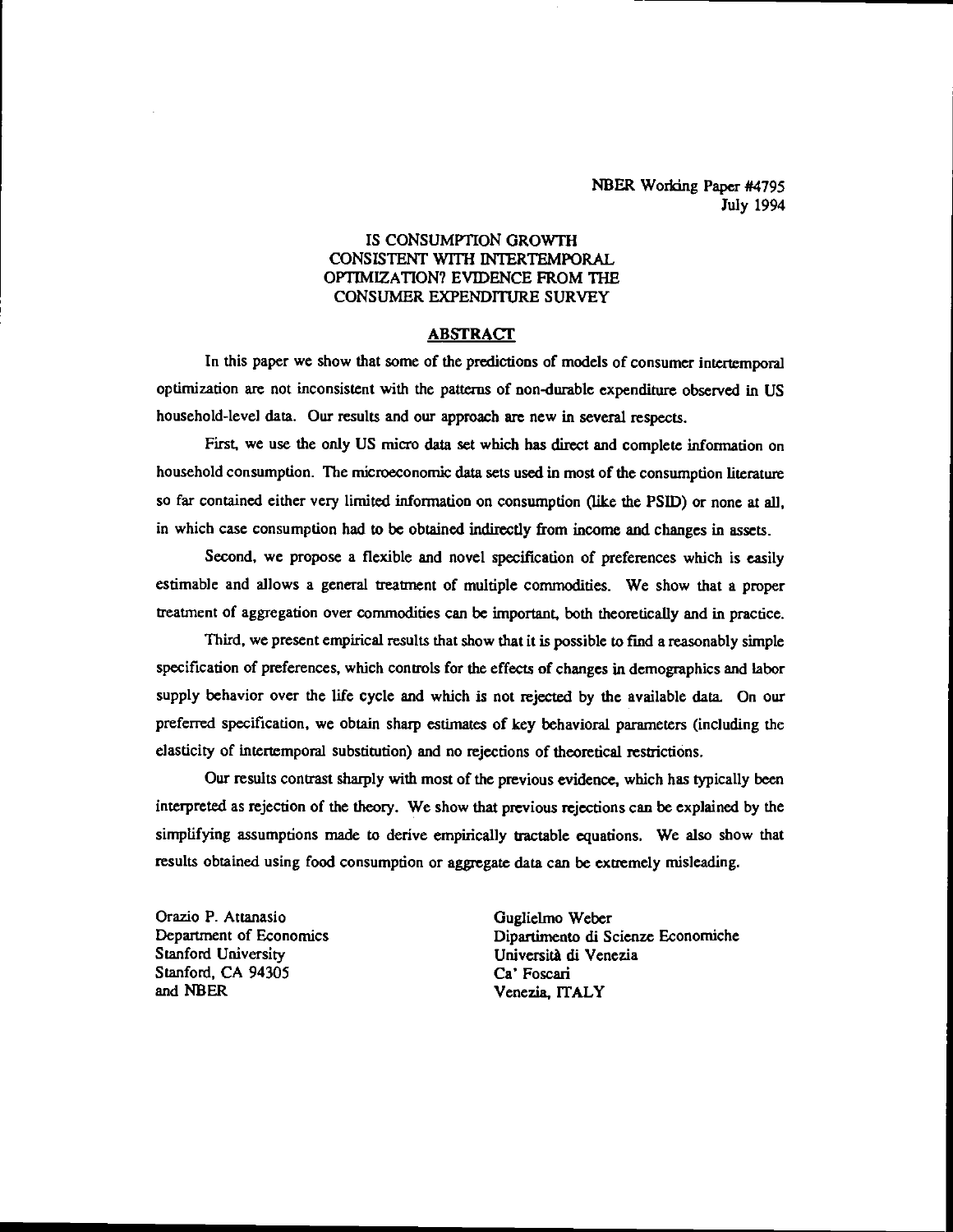NBER Working Paper #4795
July 1994

## IS CONSUMPTION GROWTH CONSISTENT WITH INTERTEMPORAL OPTIMIZATION? EVIDENCE FROM THE CONSUMER EXPENDITURE SURVEY

### ABSTRACT

In this paper we show that some of the predictions of models of consumer intertemporal optimization are not inconsistent with the patterns of non-durable expenditure observed in US household-level data. Our results and our approach are new in several respects.

First, we use the only US micro data set which has direct and complete information on household consumption. The microeconomic data sets used in most of the consumption literature so far contained either very limited information on consumption (like the PSID) or none at all, in which case consumption had to be obtained indirectly from income and changes in assets.

Second, we propose a flexible and novel specification of preferences which is easily estimable and allows a general treatment of multiple commodities. We show that a proper treatment of aggregation over commodities can be important, both theoretically and in practice.

Third, we present empirical results that show that it is possible to find a reasonably simple specification of preferences, which controls for the effects of changes in demographics and labor supply behavior over the life cycle and which is not rejected by the available data. On our preferred specification, we obtain sharp estimates of key behavioral parameters (including the elasticity of intertemporal substitution) and no rejections of theoretical restrictions.

Our results contrast sharply with most of the previous evidence, which has typically been interpreted as rejection of the theory. We show that previous rejections can be explained by the simplifying assumptions made to derive empirically tractable equations. We also show that results obtained using food consumption or aggregate data can be extremely misleading.

Orazio P. Attanasio
Department of Economics
Stanford University
Stanford, CA 94305
and NBER

Guglielmo Weber
Dipartimento di Scienze Economiche
Università di Venezia
Ca' Foscari
Venezia, ITALY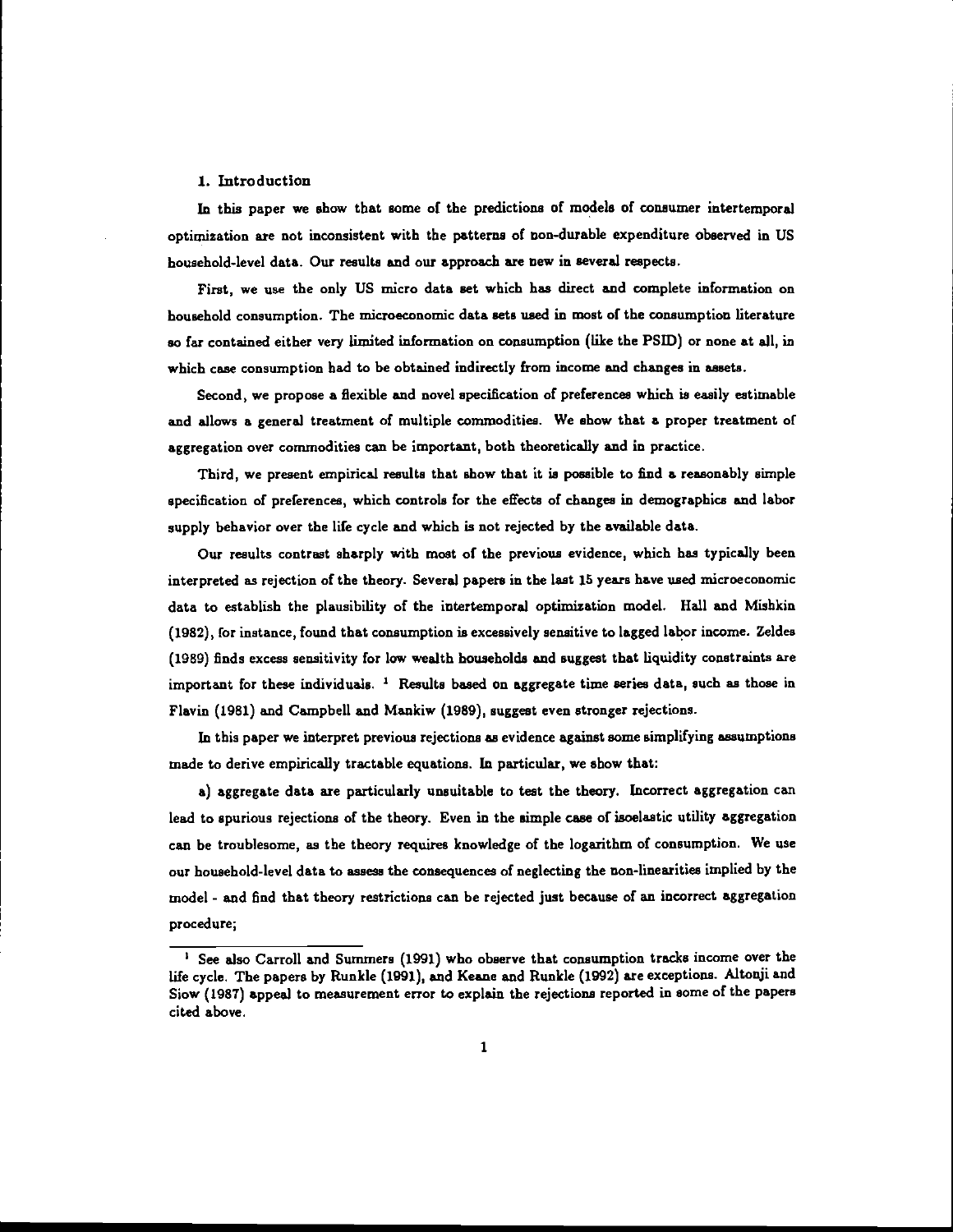## 1. Introduction

In this paper we show that some of the predictions of models of consumer intertemporal optimization are not inconsistent with the patterns of non-durable expenditure observed in US household-level data. Our results and our approach are new in several respects.

First, we use the only US micro data set which has direct and complete information on household consumption. The microeconomic data sets used in most of the consumption literature so far contained either very limited information on consumption (like the PSID) or none at all, in which case consumption had to be obtained indirectly from income and changes in assets.

Second, we propose a flexible and novel specification of preferences which is easily estimable and allows a general treatment of multiple commodities. We show that a proper treatment of aggregation over commodities can be important, both theoretically and in practice.

Third, we present empirical results that show that it is possible to find a reasonably simple specification of preferences, which controls for the effects of changes in demographics and labor supply behavior over the life cycle and which is not rejected by the available data.

Our results contrast sharply with most of the previous evidence, which has typically been interpreted as rejection of the theory. Several papers in the last 15 years have used microeconomic data to establish the plausibility of the intertemporal optimization model. Hall and Mishkin (1982), for instance, found that consumption is excessively sensitive to lagged labor income. Zeldes (1989) finds excess sensitivity for low wealth households and suggest that liquidity constraints are important for these individuals. [1] Results based on aggregate time series data, such as those in Flavin (1981) and Campbell and Mankiw (1989), suggest even stronger rejections.

In this paper we interpret previous rejections as evidence against some simplifying assumptions made to derive empirically tractable equations. In particular, we show that:

a) aggregate data are particularly unsuitable to test the theory. Incorrect aggregation can lead to spurious rejections of the theory. Even in the simple case of isoelastic utility aggregation can be troublesome, as the theory requires knowledge of the logarithm of consumption. We use our household-level data to assess the consequences of neglecting the non-linearities implied by the model - and find that theory restrictions can be rejected just because of an incorrect aggregation procedure;

[1] See also Carroll and Summers (1991) who observe that consumption tracks income over the life cycle. The papers by Runkle (1991), and Keane and Runkle (1992) are exceptions. Altonji and Siow (1987) appeal to measurement error to explain the rejections reported in some of the papers cited above.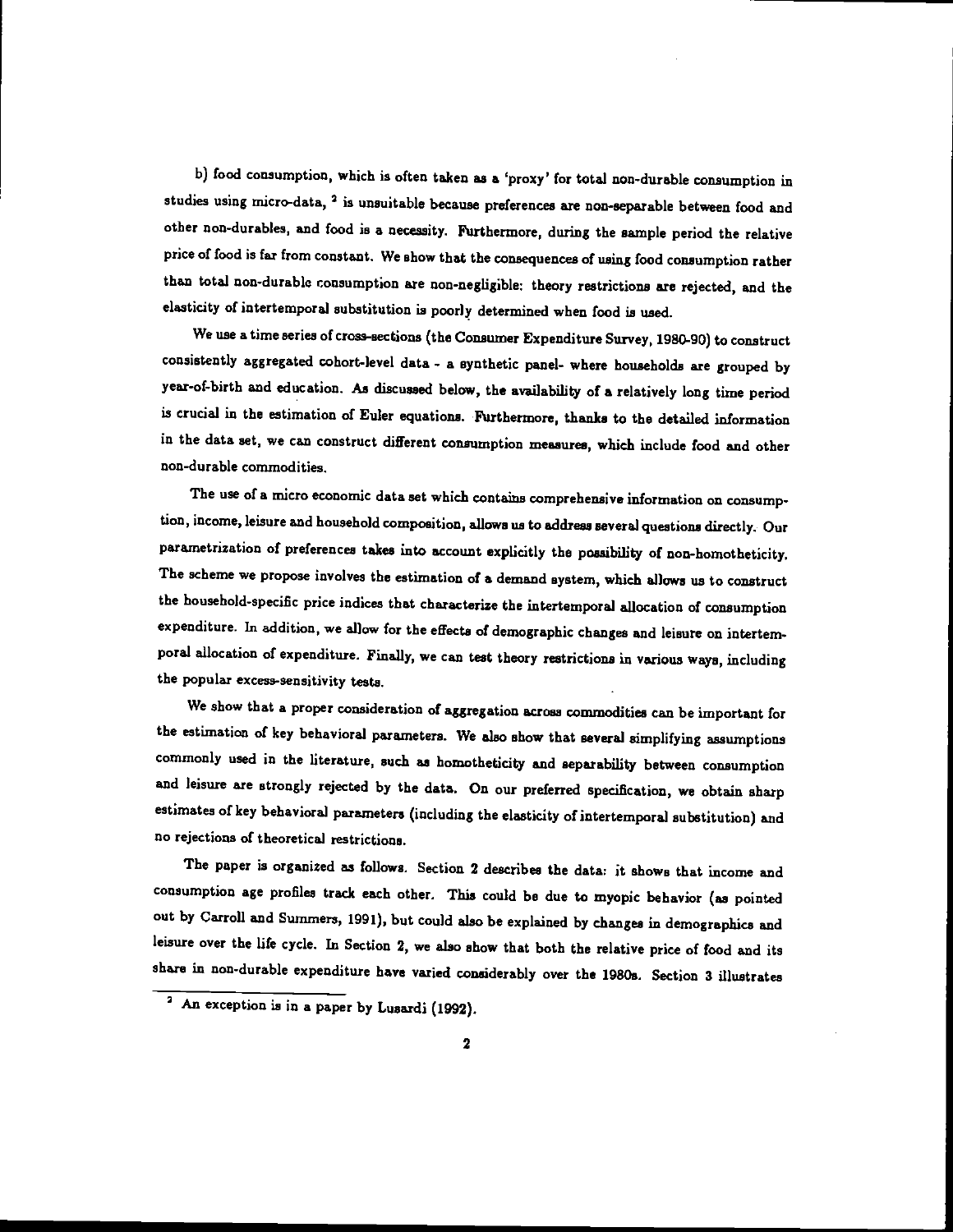b) food consumption, which is often taken as a 'proxy' for total non-durable consumption in studies using micro-data, [2] is unsuitable because preferences are non-separable between food and other non-durables, and food is a necessity. Furthermore, during the sample period the relative price of food is far from constant. We show that the consequences of using food consumption rather than total non-durable consumption are non-negligible: theory restrictions are rejected, and the elasticity of intertemporal substitution is poorly determined when food is used.

We use a time series of cross-sections (the Consumer Expenditure Survey, 1980-90) to construct consistently aggregated cohort-level data - a synthetic panel- where households are grouped by year-of-birth and education. As discussed below, the availability of a relatively long time period is crucial in the estimation of Euler equations. Furthermore, thanks to the detailed information in the data set, we can construct different consumption measures, which include food and other non-durable commodities.

The use of a micro economic data set which contains comprehensive information on consumption, income, leisure and household composition, allows us to address several questions directly. Our parametrization of preferences takes into account explicitly the possibility of non-homotheticity. The scheme we propose involves the estimation of a demand system, which allows us to construct the household-specific price indices that characterize the intertemporal allocation of consumption expenditure. In addition, we allow for the effects of demographic changes and leisure on intertemporal allocation of expenditure. Finally, we can test theory restrictions in various ways, including the popular excess-sensitivity tests.

We show that a proper consideration of aggregation across commodities can be important for the estimation of key behavioral parameters. We also show that several simplifying assumptions commonly used in the literature, such as homotheticity and separability between consumption and leisure are strongly rejected by the data. On our preferred specification, we obtain sharp estimates of key behavioral parameters (including the elasticity of intertemporal substitution) and no rejections of theoretical restrictions.

The paper is organized as follows. Section 2 describes the data: it shows that income and consumption age profiles track each other. This could be due to myopic behavior (as pointed out by Carroll and Summers, 1991), but could also be explained by changes in demographics and leisure over the life cycle. In Section 2, we also show that both the relative price of food and its share in non-durable expenditure have varied considerably over the 1980s. Section 3 illustrates

[2] An exception is in a paper by Lusardi (1992).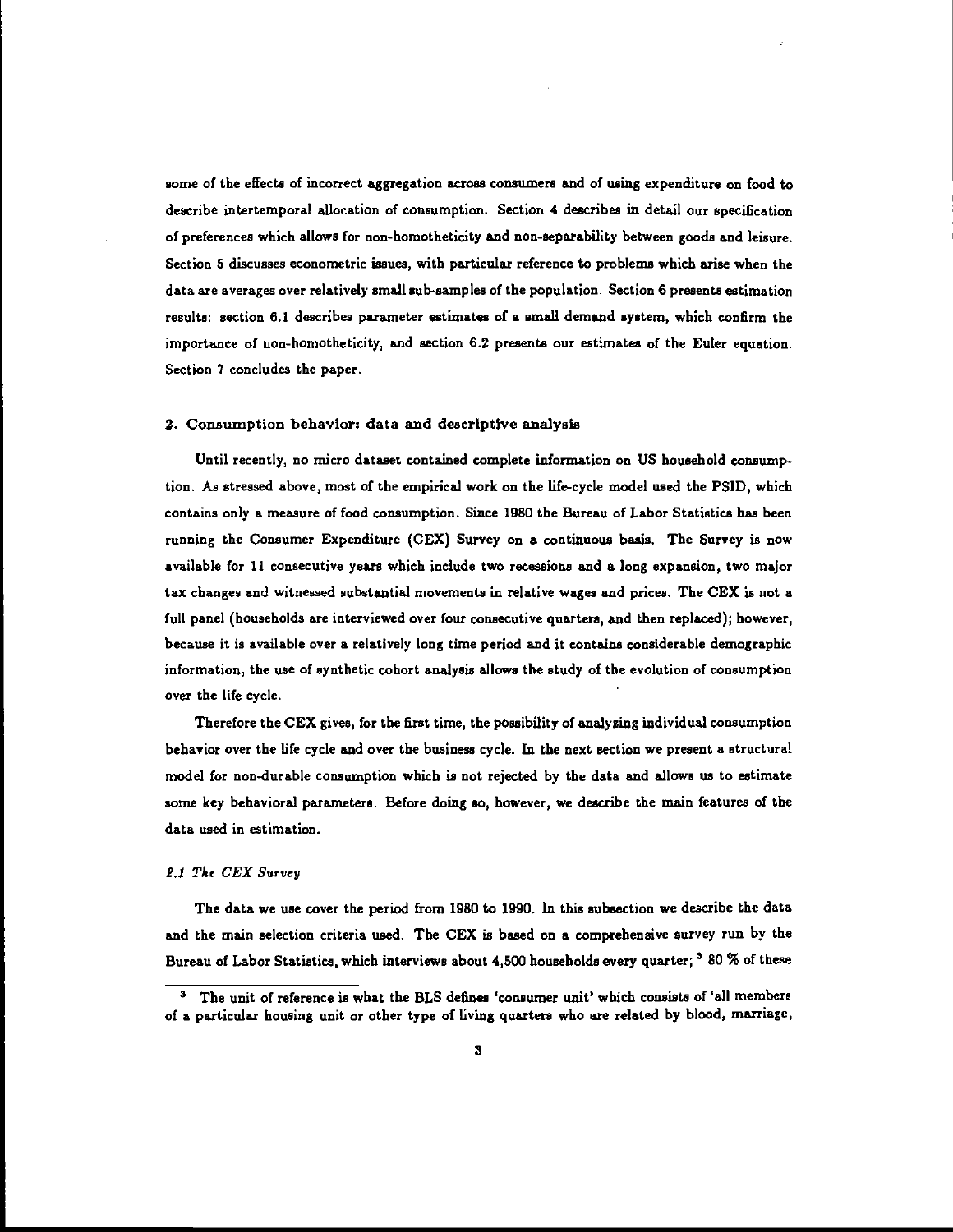some of the effects of incorrect aggregation across consumers and of using expenditure on food to describe intertemporal allocation of consumption. Section 4 describes in detail our specification of preferences which allows for non-homotheticity and non-separability between goods and leisure. Section 5 discusses econometric issues, with particular reference to problems which arise when the data are averages over relatively small sub-samples of the population. Section 6 presents estimation results: section 6.1 describes parameter estimates of a small demand system, which confirm the importance of non-homotheticity, and section 6.2 presents our estimates of the Euler equation. Section 7 concludes the paper.

## 2. Consumption behavior: data and descriptive analysis

Until recently, no micro dataset contained complete information on US household consumption. As stressed above, most of the empirical work on the life-cycle model used the PSID, which contains only a measure of food consumption. Since 1980 the Bureau of Labor Statistics has been running the Consumer Expenditure (CEX) Survey on a continuous basis. The Survey is now available for 11 consecutive years which include two recessions and a long expansion, two major tax changes and witnessed substantial movements in relative wages and prices. The CEX is not a full panel (households are interviewed over four consecutive quarters, and then replaced); however, because it is available over a relatively long time period and it contains considerable demographic information, the use of synthetic cohort analysis allows the study of the evolution of consumption over the life cycle.

Therefore the CEX gives, for the first time, the possibility of analyzing individual consumption behavior over the life cycle and over the business cycle. In the next section we present a structural model for non-durable consumption which is not rejected by the data and allows us to estimate some key behavioral parameters. Before doing so, however, we describe the main features of the data used in estimation.

### *2.1 The CEX Survey*

The data we use cover the period from 1980 to 1990. In this subsection we describe the data and the main selection criteria used. The CEX is based on a comprehensive survey run by the Bureau of Labor Statistics, which interviews about 4,500 households every quarter; [3] 80 % of these

[3] The unit of reference is what the BLS defines 'consumer unit' which consists of 'all members of a particular housing unit or other type of living quarters who are related by blood, marriage,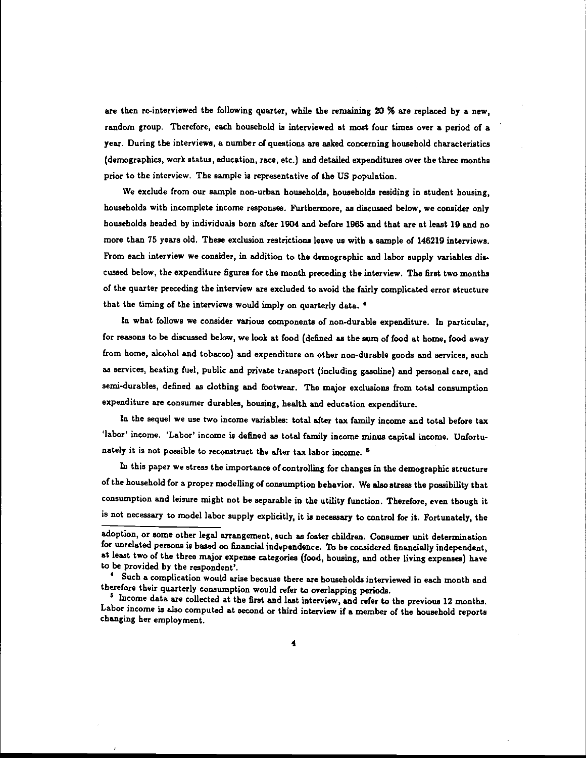are then re-interviewed the following quarter, while the remaining 20 % are replaced by a new, random group. Therefore, each household is interviewed at most four times over a period of a year. During the interviews, a number of questions are asked concerning household characteristics (demographics, work status, education, race, etc.) and detailed expenditures over the three months prior to the interview. The sample is representative of the US population.

We exclude from our sample non-urban households, households residing in student housing, households with incomplete income responses. Furthermore, as discussed below, we consider only households headed by individuals born after 1904 and before 1965 and that are at least 19 and no more than 75 years old. These exclusion restrictions leave us with a sample of 146219 interviews. From each interview we consider, in addition to the demographic and labor supply variables discussed below, the expenditure figures for the month preceding the interview. The first two months of the quarter preceding the interview are excluded to avoid the fairly complicated error structure that the timing of the interviews would imply on quarterly data. [4]

In what follows we consider various components of non-durable expenditure. In particular, for reasons to be discussed below, we look at food (defined as the sum of food at home, food away from home, alcohol and tobacco) and expenditure on other non-durable goods and services, such as services, heating fuel, public and private transport (including gasoline) and personal care, and semi-durables, defined as clothing and footwear. The major exclusions from total consumption expenditure are consumer durables, housing, health and education expenditure.

In the sequel we use two income variables: total after tax family income and total before tax 'labor' income. 'Labor' income is defined as total family income minus capital income. Unfortunately it is not possible to reconstruct the after tax labor income. [5]

In this paper we stress the importance of controlling for changes in the demographic structure of the household for a proper modelling of consumption behavior. We also stress the possibility that consumption and leisure might not be separable in the utility function. Therefore, even though it is not necessary to model labor supply explicitly, it is necessary to control for it. Fortunately, the

---

adoption, or some other legal arrangement, such as foster children. Consumer unit determination for unrelated persons is based on financial independence. To be considered financially independent, at least two of the three major expense categories (food, housing, and other living expenses) have to be provided by the respondent'.

[4] Such a complication would arise because there are households interviewed in each month and therefore their quarterly consumption would refer to overlapping periods.

[5] Income data are collected at the first and last interview, and refer to the previous 12 months. Labor income is also computed at second or third interview if a member of the household reports changing her employment.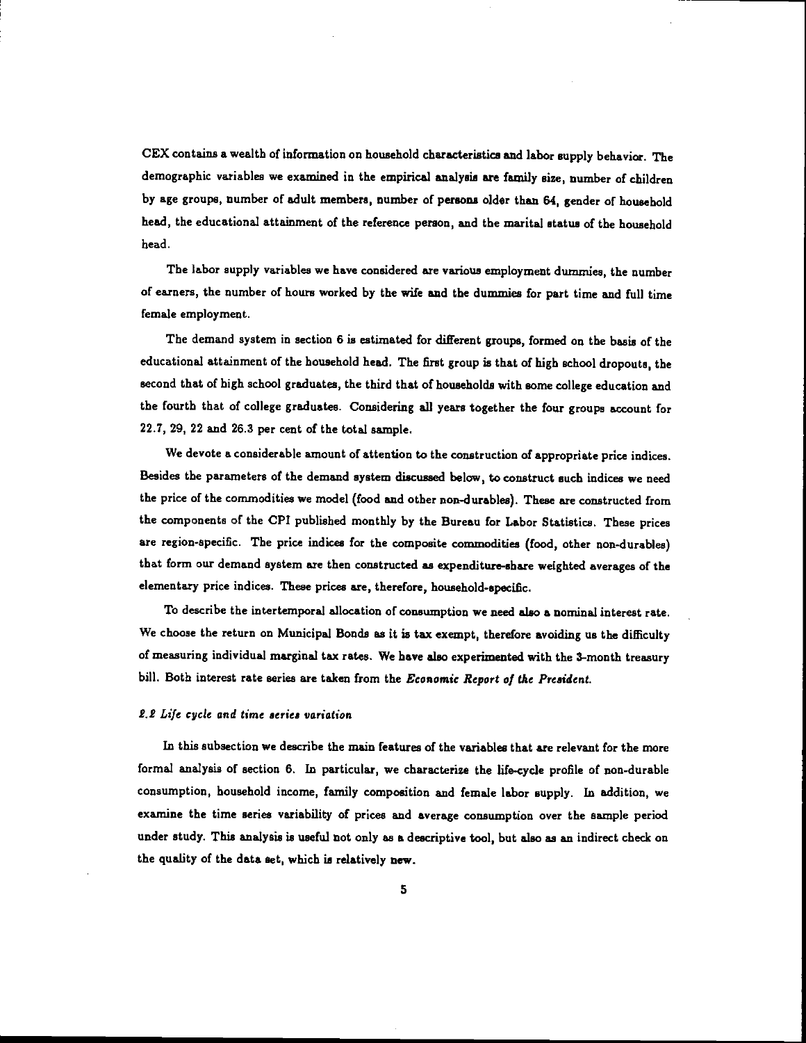CEX contains a wealth of information on household characteristics and labor supply behavior. The demographic variables we examined in the empirical analysis are family size, number of children by age groups, number of adult members, number of persons older than 64, gender of household head, the educational attainment of the reference person, and the marital status of the household head.

The labor supply variables we have considered are various employment dummies, the number of earners, the number of hours worked by the wife and the dummies for part time and full time female employment.

The demand system in section 6 is estimated for different groups, formed on the basis of the educational attainment of the household head. The first group is that of high school dropouts, the second that of high school graduates, the third that of households with some college education and the fourth that of college graduates. Considering all years together the four groups account for 22.7, 29, 22 and 26.3 per cent of the total sample.

We devote a considerable amount of attention to the construction of appropriate price indices. Besides the parameters of the demand system discussed below, to construct such indices we need the price of the commodities we model (food and other non-durables). These are constructed from the components of the CPI published monthly by the Bureau for Labor Statistics. These prices are region-specific. The price indices for the composite commodities (food, other non-durables) that form our demand system are then constructed as expenditure-share weighted averages of the elementary price indices. These prices are, therefore, household-specific.

To describe the intertemporal allocation of consumption we need also a nominal interest rate. We choose the return on Municipal Bonds as it is tax exempt, therefore avoiding us the difficulty of measuring individual marginal tax rates. We have also experimented with the 3-month treasury bill. Both interest rate series are taken from the *Economic Report of the President.*

### *2.2 Life cycle and time series variation*

In this subsection we describe the main features of the variables that are relevant for the more formal analysis of section 6. In particular, we characterize the life-cycle profile of non-durable consumption, household income, family composition and female labor supply. In addition, we examine the time series variability of prices and average consumption over the sample period under study. This analysis is useful not only as a descriptive tool, but also as an indirect check on the quality of the data set, which is relatively new.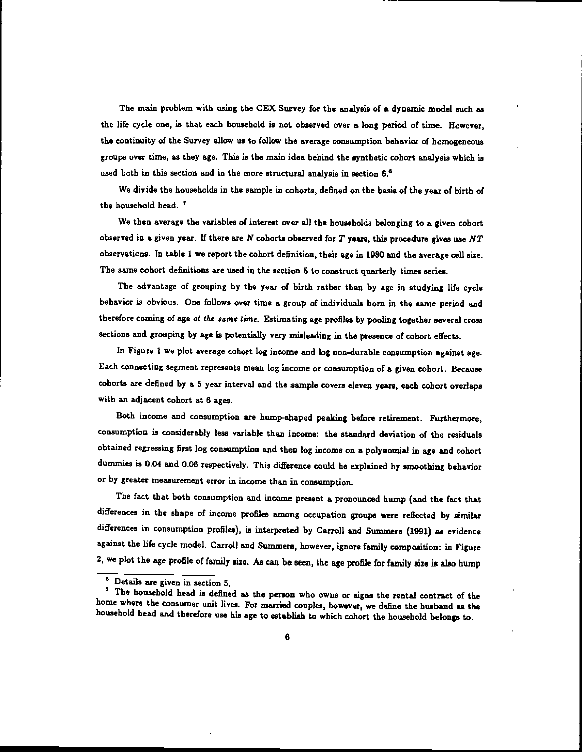The main problem with using the CEX Survey for the analysis of a dynamic model such as the life cycle one, is that each household is not observed over a long period of time. However, the continuity of the Survey allow us to follow the average consumption behavior of homogeneous groups over time, as they age. This is the main idea behind the synthetic cohort analysis which is used both in this section and in the more structural analysis in section 6.[6]

We divide the households in the sample in cohorts, defined on the basis of the year of birth of the household head. [7]

We then average the variables of interest over all the households belonging to a given cohort observed in a given year. If there are $N$ cohorts observed for $T$ years, this procedure gives use $NT$ observations. In table 1 we report the cohort definition, their age in 1980 and the average cell size. The same cohort definitions are used in the section 5 to construct quarterly times series.

The advantage of grouping by the year of birth rather than by age in studying life cycle behavior is obvious. One follows over time a group of individuals born in the same period and therefore coming of age *at the same time*. Estimating age profiles by pooling together several cross sections and grouping by age is potentially very misleading in the presence of cohort effects.

In Figure 1 we plot average cohort log income and log non-durable consumption against age. Each connecting segment represents mean log income or consumption of a given cohort. Because cohorts are defined by a 5 year interval and the sample covers eleven years, each cohort overlaps with an adjacent cohort at 6 ages.

Both income and consumption are hump-shaped peaking before retirement. Furthermore, consumption is considerably less variable than income: the standard deviation of the residuals obtained regressing first log consumption and then log income on a polynomial in age and cohort dummies is 0.04 and 0.06 respectively. This difference could be explained by smoothing behavior or by greater measurement error in income than in consumption.

The fact that both consumption and income present a pronounced hump (and the fact that differences in the shape of income profiles among occupation groups were reflected by similar differences in consumption profiles), is interpreted by Carroll and Summers (1991) as evidence against the life cycle model. Carroll and Summers, however, ignore family composition: in Figure 2, we plot the age profile of family size. As can be seen, the age profile for family size is also hump

[6] Details are given in section 5.

[7] The household head is defined as the person who owns or signs the rental contract of the home where the consumer unit lives. For married couples, however, we define the husband as the household head and therefore use his age to establish to which cohort the household belongs to.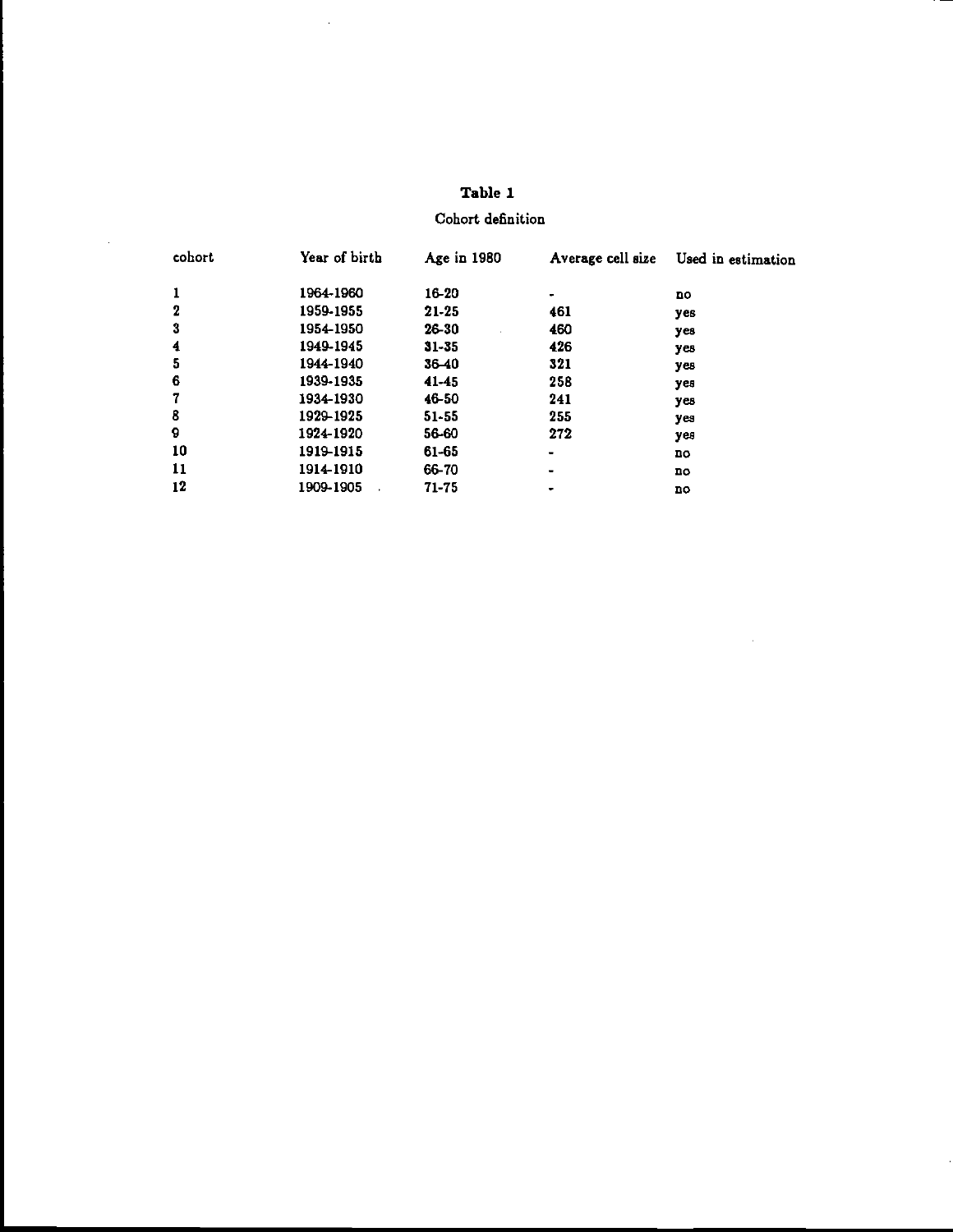**Table 1**

Cohort definition

| cohort | Year of birth | Age in 1980 | Average cell size | Used in estimation |
|---|---|---|---|---|
| 1 | 1964-1960 | 16-20 | - | no |
| 2 | 1959-1955 | 21-25 | 461 | yes |
| 3 | 1954-1950 | 26-30 | 460 | yes |
| 4 | 1949-1945 | 31-35 | 426 | yes |
| 5 | 1944-1940 | 36-40 | 321 | yes |
| 6 | 1939-1935 | 41-45 | 258 | yes |
| 7 | 1934-1930 | 46-50 | 241 | yes |
| 8 | 1929-1925 | 51-55 | 255 | yes |
| 9 | 1924-1920 | 56-60 | 272 | yes |
| 10 | 1919-1915 | 61-65 | - | no |
| 11 | 1914-1910 | 66-70 | - | no |
| 12 | 1909-1905 | 71-75 | - | no |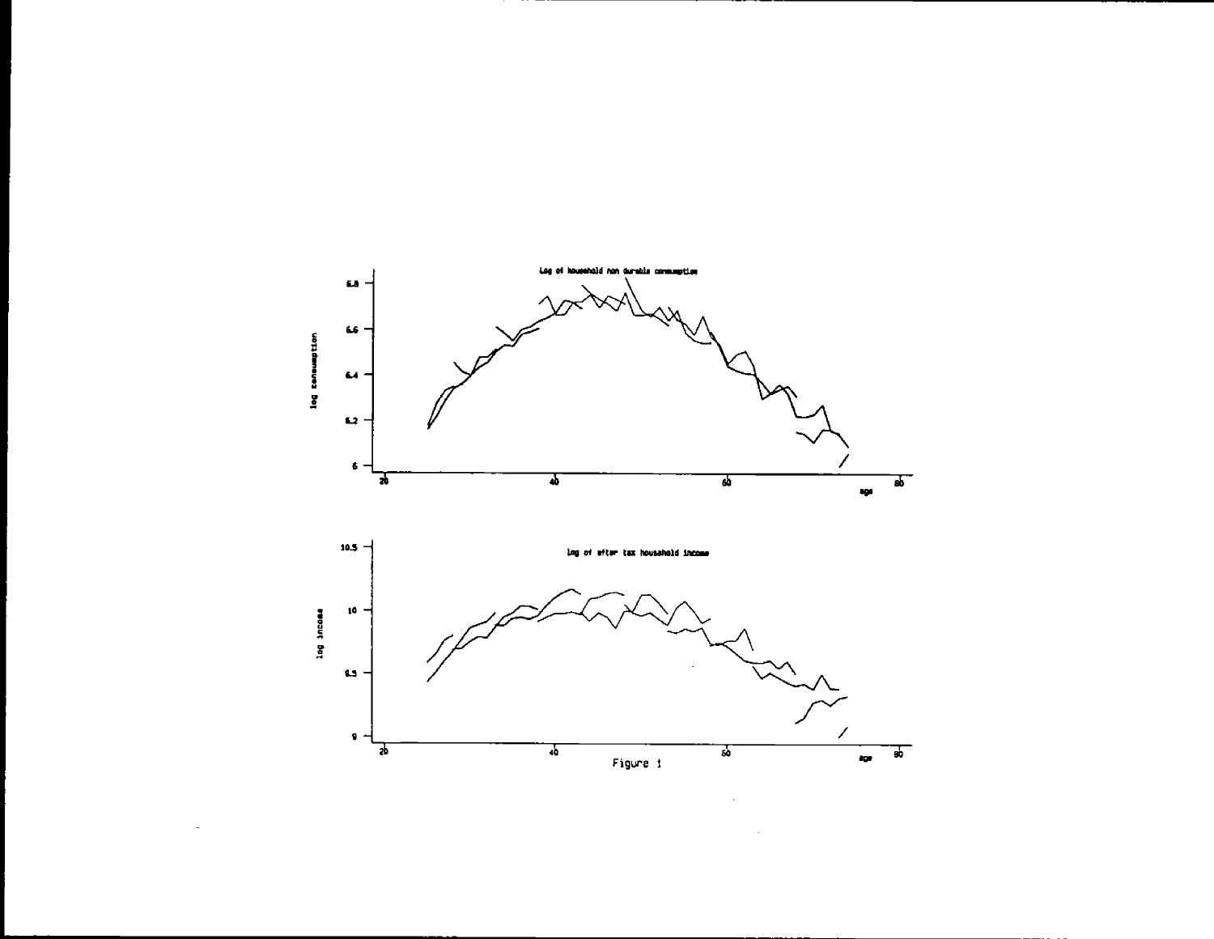Log of household non durable consumption

log consumption

age

log of after tax household income

log income

age

Figure 1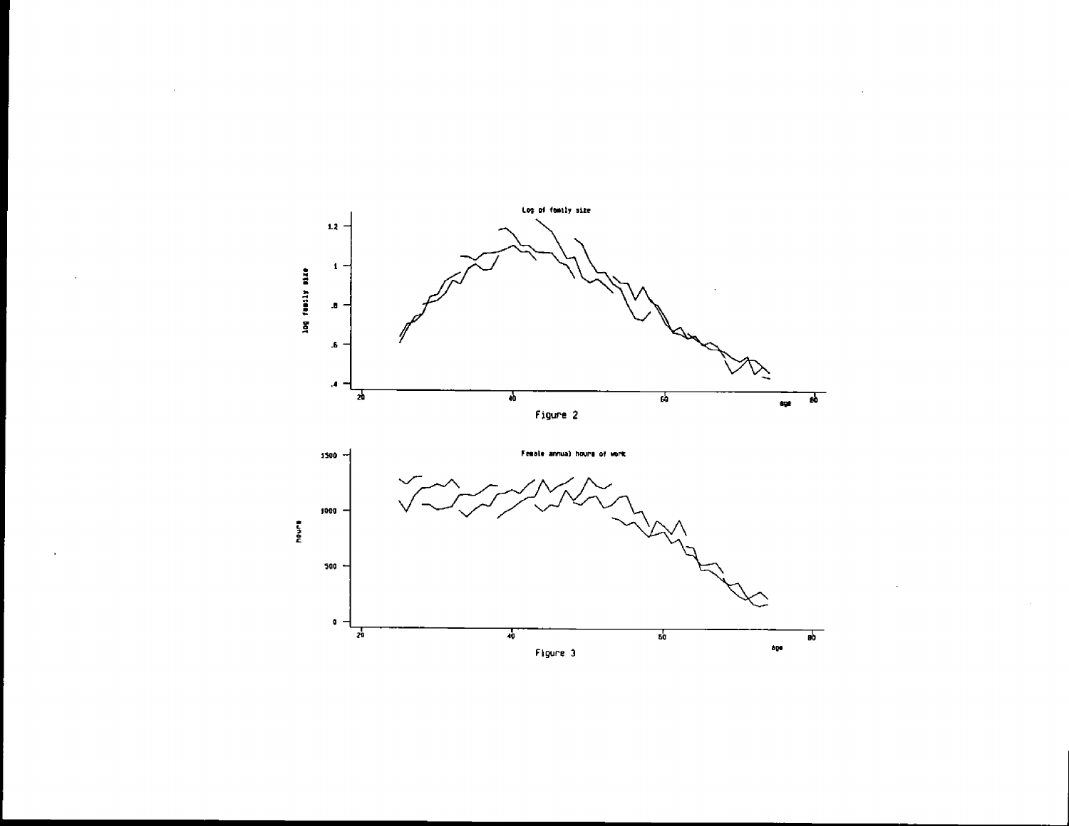Figure 2

Figure 3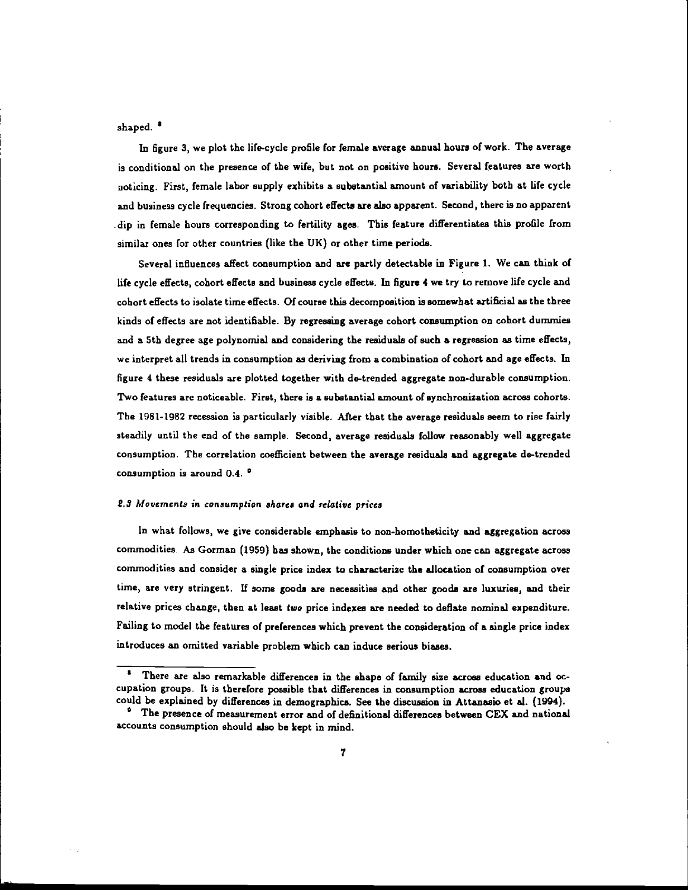shaped. [8]

In figure 3, we plot the life-cycle profile for female average annual hours of work. The average is conditional on the presence of the wife, but not on positive hours. Several features are worth noticing. First, female labor supply exhibits a substantial amount of variability both at life cycle and business cycle frequencies. Strong cohort effects are also apparent. Second, there is no apparent dip in female hours corresponding to fertility ages. This feature differentiates this profile from similar ones for other countries (like the UK) or other time periods.

Several influences affect consumption and are partly detectable in Figure 1. We can think of life cycle effects, cohort effects and business cycle effects. In figure 4 we try to remove life cycle and cohort effects to isolate time effects. Of course this decomposition is somewhat artificial as the three kinds of effects are not identifiable. By regressing average cohort consumption on cohort dummies and a 5th degree age polynomial and considering the residuals of such a regression as time effects, we interpret all trends in consumption as deriving from a combination of cohort and age effects. In figure 4 these residuals are plotted together with de-trended aggregate non-durable consumption. Two features are noticeable. First, there is a substantial amount of synchronization across cohorts. The 1981-1982 recession is particularly visible. After that the average residuals seem to rise fairly steadily until the end of the sample. Second, average residuals follow reasonably well aggregate consumption. The correlation coefficient between the average residuals and aggregate de-trended consumption is around 0.4. [9]

### *2.3 Movements in consumption shares and relative prices*

In what follows, we give considerable emphasis to non-homotheticity and aggregation across commodities. As Gorman (1959) has shown, the conditions under which one can aggregate across commodities and consider a single price index to characterize the allocation of consumption over time, are very stringent. If some goods are necessities and other goods are luxuries, and their relative prices change, then at least *two* price indexes are needed to deflate nominal expenditure. Failing to model the features of preferences which prevent the consideration of a single price index introduces an omitted variable problem which can induce serious biases.

---

[8] There are also remarkable differences in the shape of family size across education and occupation groups. It is therefore possible that differences in consumption across education groups could be explained by differences in demographics. See the discussion in Attanasio et al. (1994).

[9] The presence of measurement error and of definitional differences between CEX and national accounts consumption should also be kept in mind.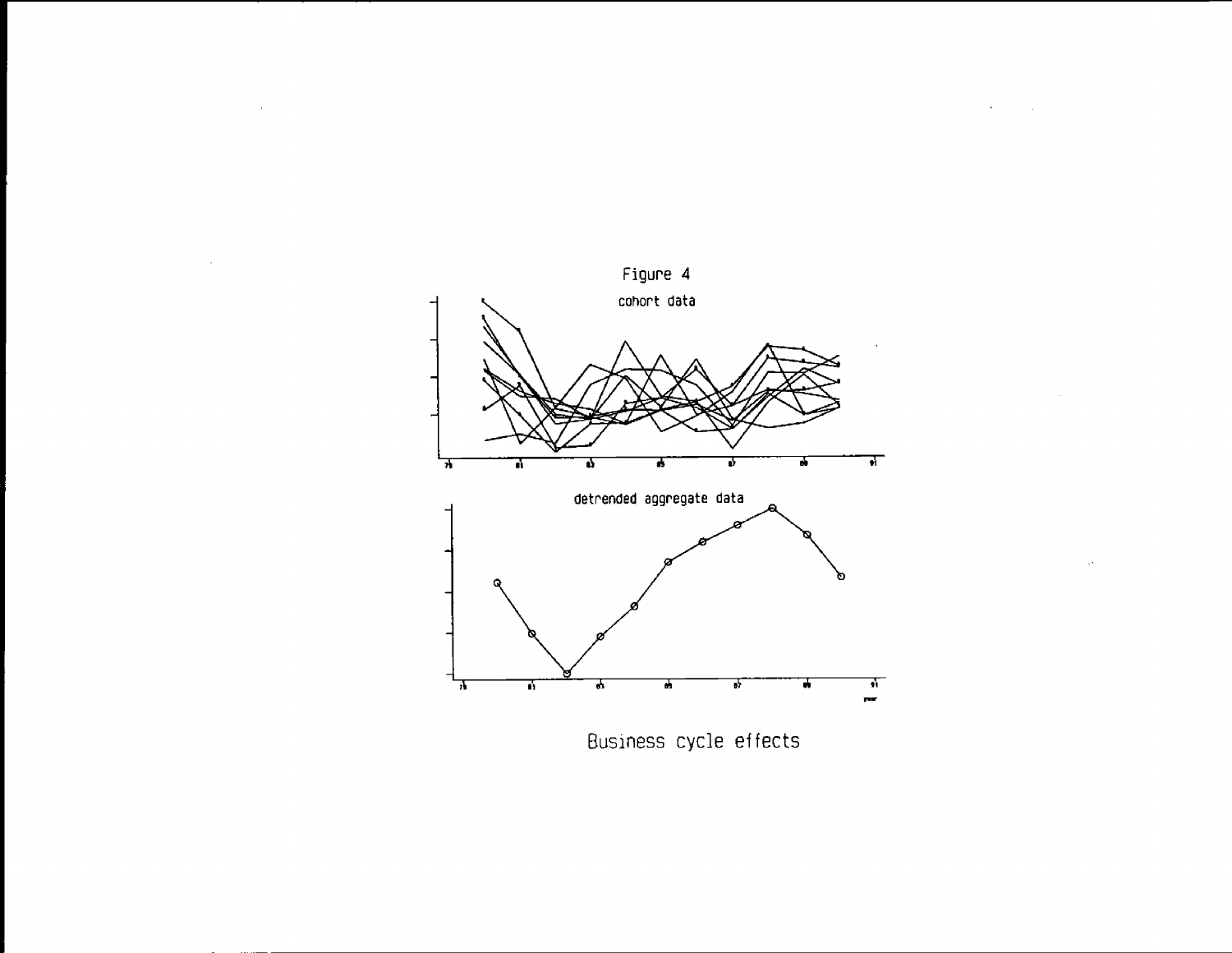Figure 4

cohort data

detrended aggregate data

Business cycle effects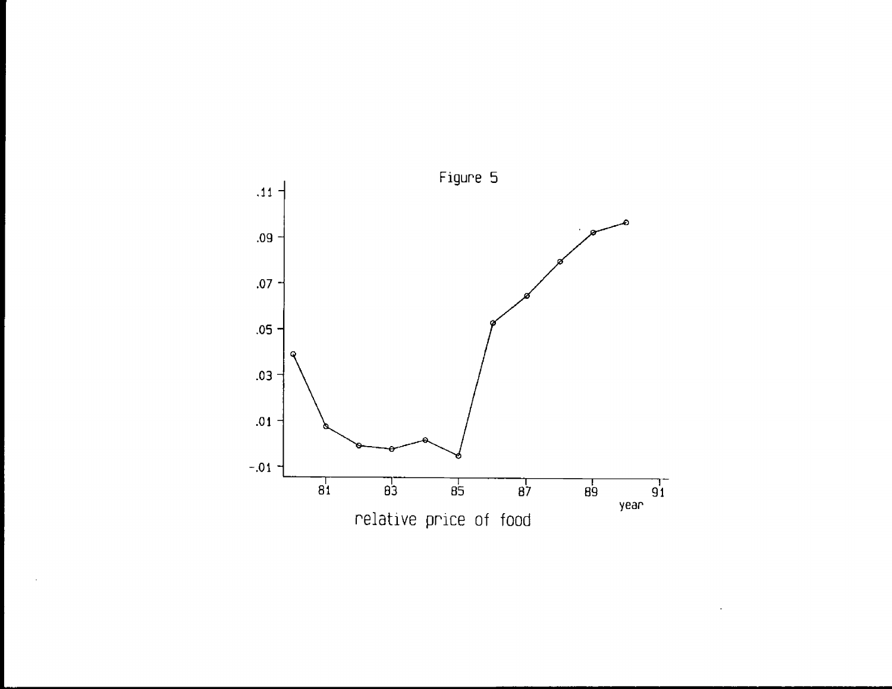Figure 5

relative price of food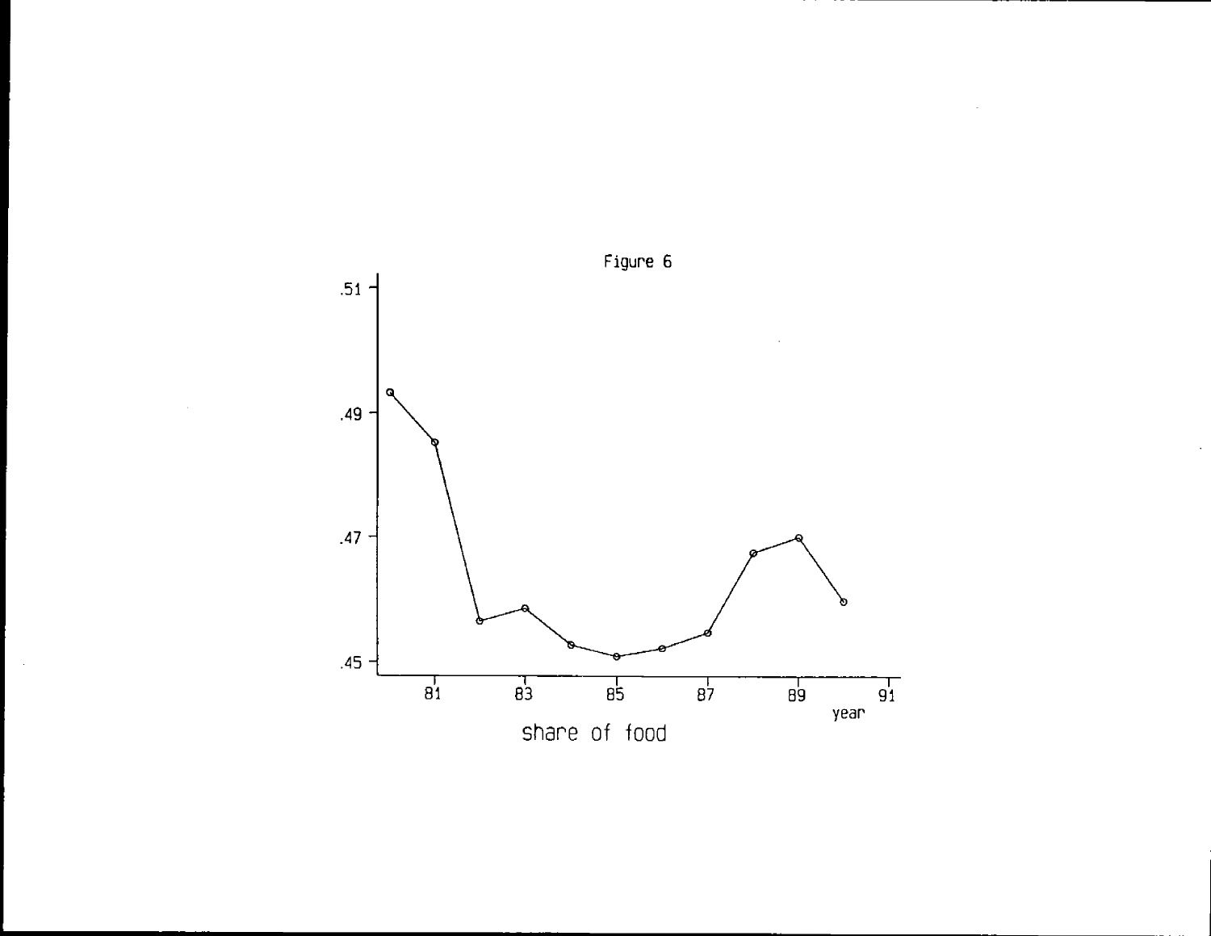Figure 6

share of food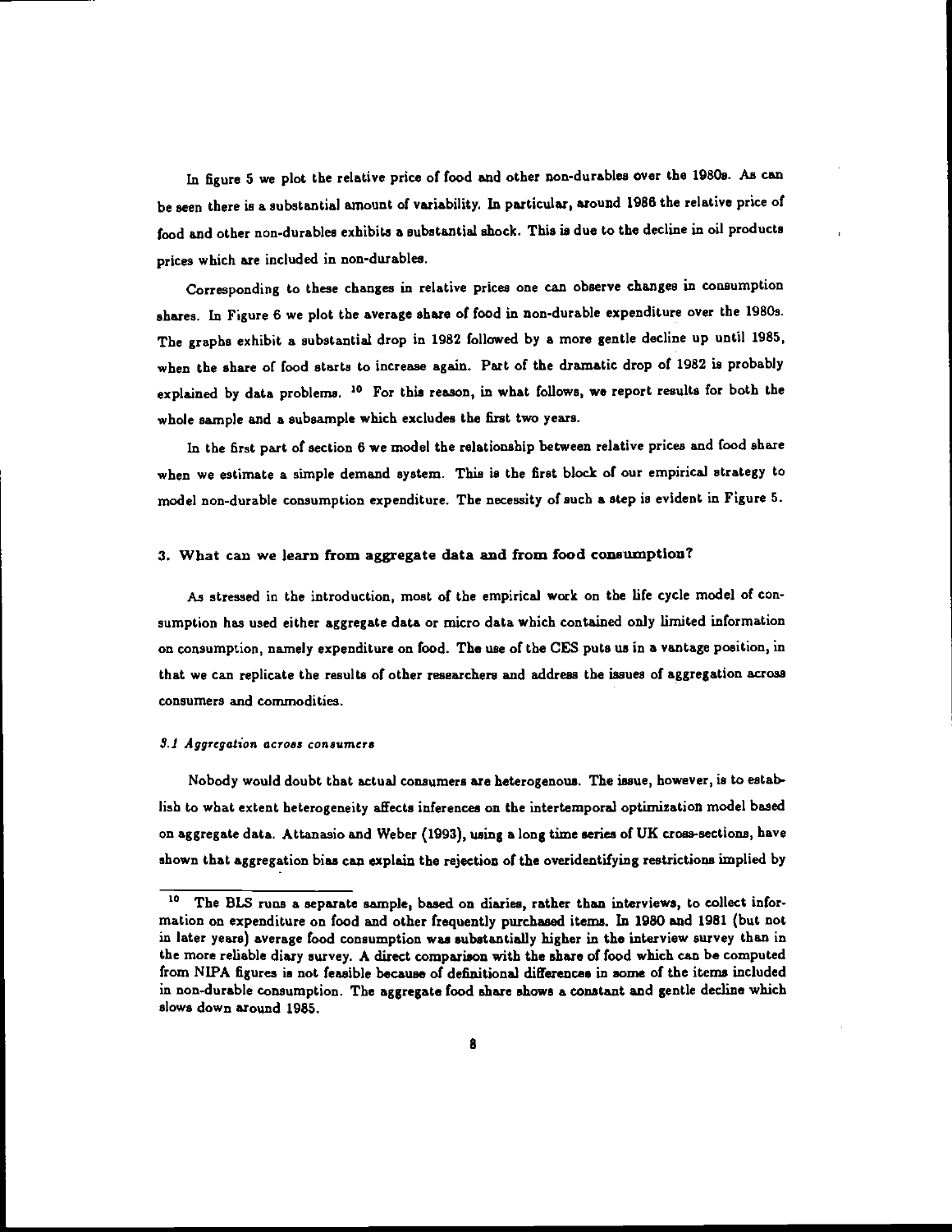In figure 5 we plot the relative price of food and other non-durables over the 1980s. As can be seen there is a substantial amount of variability. In particular, around 1986 the relative price of food and other non-durables exhibits a substantial shock. This is due to the decline in oil products prices which are included in non-durables.

Corresponding to these changes in relative prices one can observe changes in consumption shares. In Figure 6 we plot the average share of food in non-durable expenditure over the 1980s. The graphs exhibit a substantial drop in 1982 followed by a more gentle decline up until 1985, when the share of food starts to increase again. Part of the dramatic drop of 1982 is probably explained by data problems. [10] For this reason, in what follows, we report results for both the whole sample and a subsample which excludes the first two years.

In the first part of section 6 we model the relationship between relative prices and food share when we estimate a simple demand system. This is the first block of our empirical strategy to model non-durable consumption expenditure. The necessity of such a step is evident in Figure 5.

## 3. What can we learn from aggregate data and from food consumption?

As stressed in the introduction, most of the empirical work on the life cycle model of consumption has used either aggregate data or micro data which contained only limited information on consumption, namely expenditure on food. The use of the CES puts us in a vantage position, in that we can replicate the results of other researchers and address the issues of aggregation across consumers and commodities.

### *3.1 Aggregation across consumers*

Nobody would doubt that actual consumers are heterogenous. The issue, however, is to establish to what extent heterogeneity affects inferences on the intertemporal optimization model based on aggregate data. Attanasio and Weber (1993), using a long time series of UK cross-sections, have shown that aggregation bias can explain the rejection of the overidentifying restrictions implied by

---

[10] The BLS runs a separate sample, based on diaries, rather than interviews, to collect information on expenditure on food and other frequently purchased items. In 1980 and 1981 (but not in later years) average food consumption was substantially higher in the interview survey than in the more reliable diary survey. A direct comparison with the share of food which can be computed from NIPA figures is not feasible because of definitional differences in some of the items included in non-durable consumption. The aggregate food share shows a constant and gentle decline which slows down around 1985.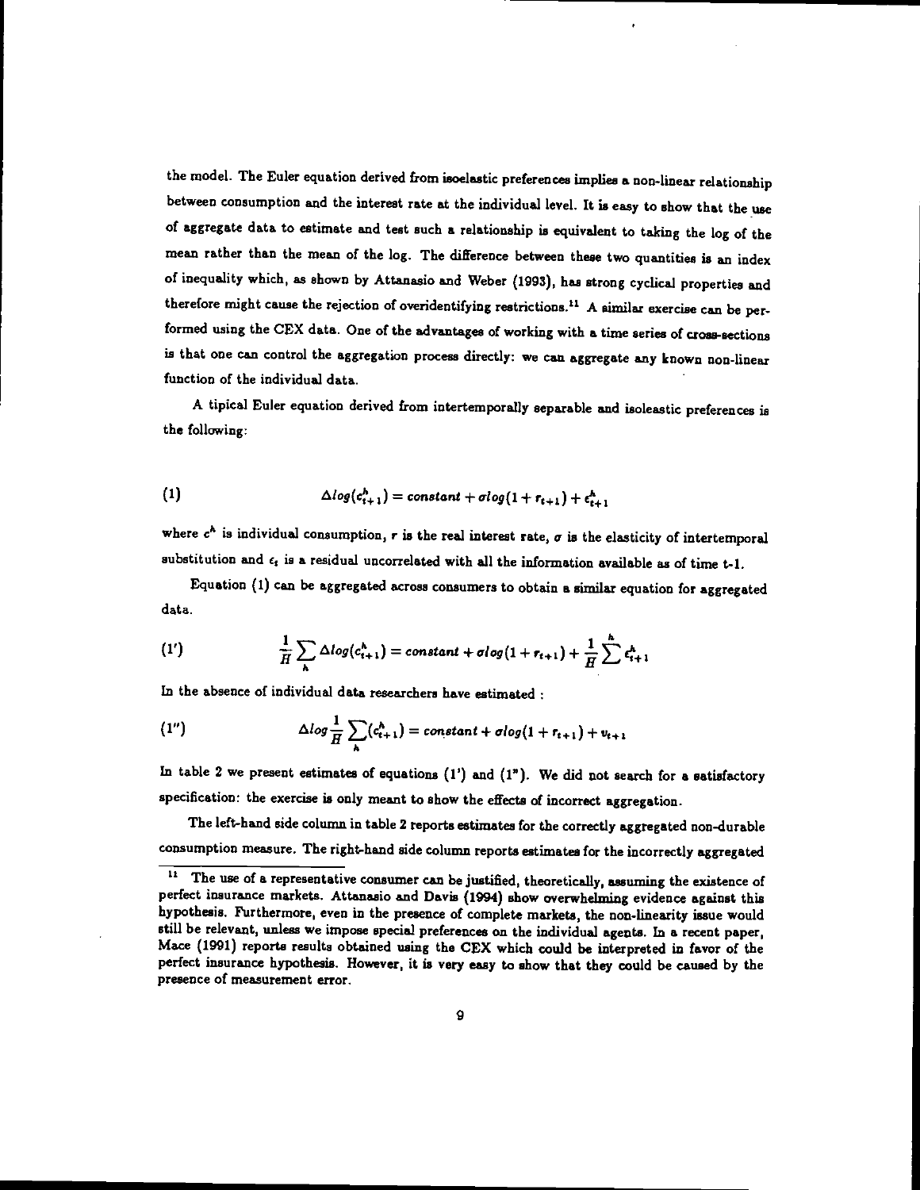the model. The Euler equation derived from isoelastic preferences implies a non-linear relationship between consumption and the interest rate at the individual level. It is easy to show that the use of aggregate data to estimate and test such a relationship is equivalent to taking the log of the mean rather than the mean of the log. The difference between these two quantities is an index of inequality which, as shown by Attanasio and Weber (1993), has strong cyclical properties and therefore might cause the rejection of overidentifying restrictions.[11] A similar exercise can be performed using the CEX data. One of the advantages of working with a time series of cross-sections is that one can control the aggregation process directly: we can aggregate any known non-linear function of the individual data.

A tipical Euler equation derived from intertemporally separable and isoleastic preferences is the following:

$$(1) \qquad \Delta log(c^h_{t+1}) = constant + \sigma log(1 + r_{t+1}) + \epsilon^h_{t+1}$$

where $c^h$ is individual consumption, $r$ is the real interest rate, $\sigma$ is the elasticity of intertemporal substitution and $\epsilon_t$ is a residual uncorrelated with all the information available as of time t-1.

Equation (1) can be aggregated across consumers to obtain a similar equation for aggregated data.

$$(1') \qquad \frac{1}{H}\sum_h \Delta log(c^h_{t+1}) = constant + \sigma log(1 + r_{t+1}) + \frac{1}{H}\sum^h \epsilon^h_{t+1}$$

In the absence of individual data researchers have estimated :

$$(1'') \qquad \Delta log \frac{1}{H}\sum_h (c^h_{t+1}) = constant + \sigma log(1 + r_{t+1}) + v_{t+1}$$

In table 2 we present estimates of equations (1') and (1"). We did not search for a satisfactory specification: the exercise is only meant to show the effects of incorrect aggregation.

The left-hand side column in table 2 reports estimates for the correctly aggregated non-durable consumption measure. The right-hand side column reports estimates for the incorrectly aggregated

[11] The use of a representative consumer can be justified, theoretically, assuming the existence of perfect insurance markets. Attanasio and Davis (1994) show overwhelming evidence against this hypothesis. Furthermore, even in the presence of complete markets, the non-linearity issue would still be relevant, unless we impose special preferences on the individual agents. In a recent paper, Mace (1991) reports results obtained using the CEX which could be interpreted in favor of the perfect insurance hypothesis. However, it is very easy to show that they could be caused by the presence of measurement error.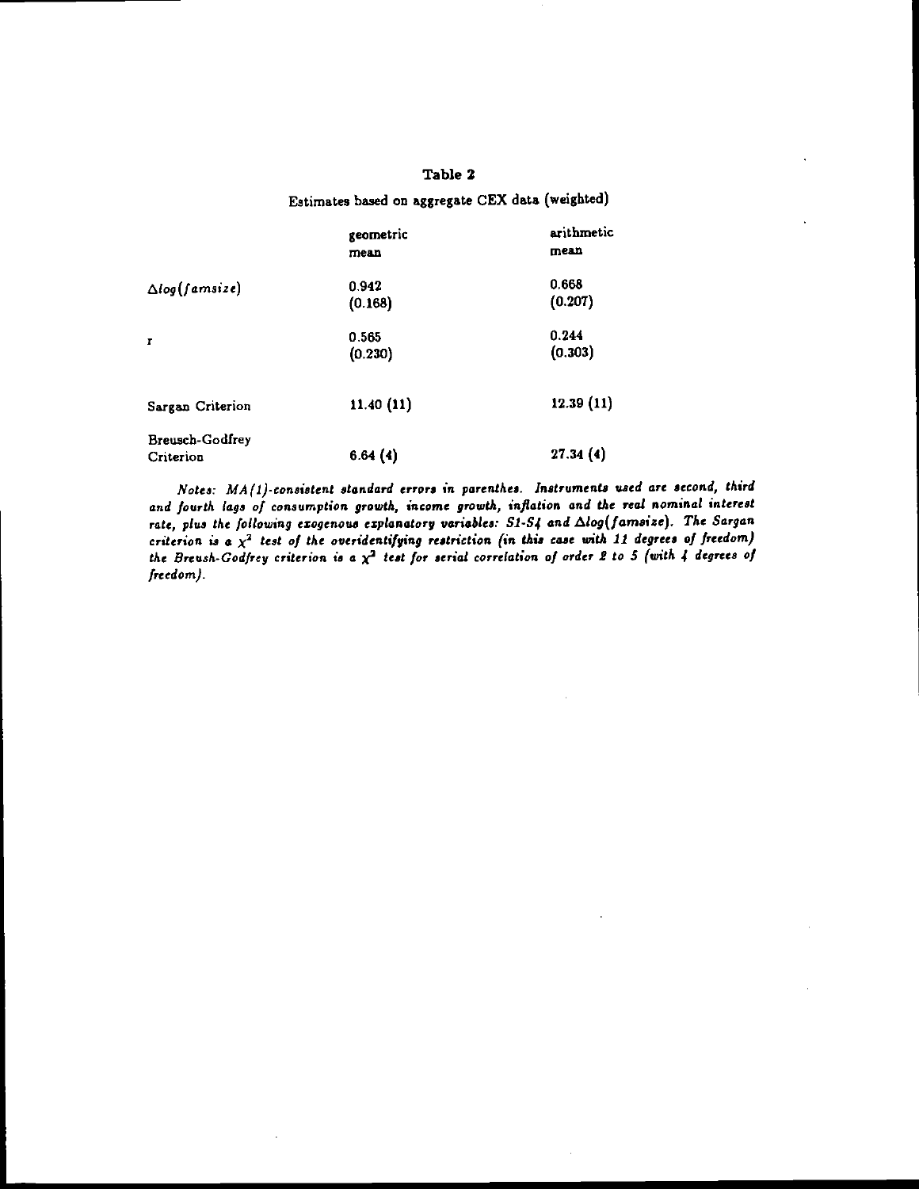## Table 2

Estimates based on aggregate CEX data (weighted)

| | geometric mean | arithmetic mean |
|---|---|---|
| $\Delta log(famsize)$ | 0.942 | 0.668 |
| | (0.168) | (0.207) |
| r | 0.565 | 0.244 |
| | (0.230) | (0.303) |
| Sargan Criterion | 11.40 (11) | 12.39 (11) |
| Breusch-Godfrey Criterion | 6.64 (4) | 27.34 (4) |

*Notes: MA(1)-consistent standard errors in parenthes. Instruments used are second, third and fourth lags of consumption growth, income growth, inflation and the real nominal interest rate, plus the following exogenous explanatory variables: S1-S4 and $\Delta log(famsize)$. The Sargan criterion is a $\chi^2$ test of the overidentifying restriction (in this case with 11 degrees of freedom) the Breush-Godfrey criterion is a $\chi^2$ test for serial correlation of order 2 to 5 (with 4 degrees of freedom).*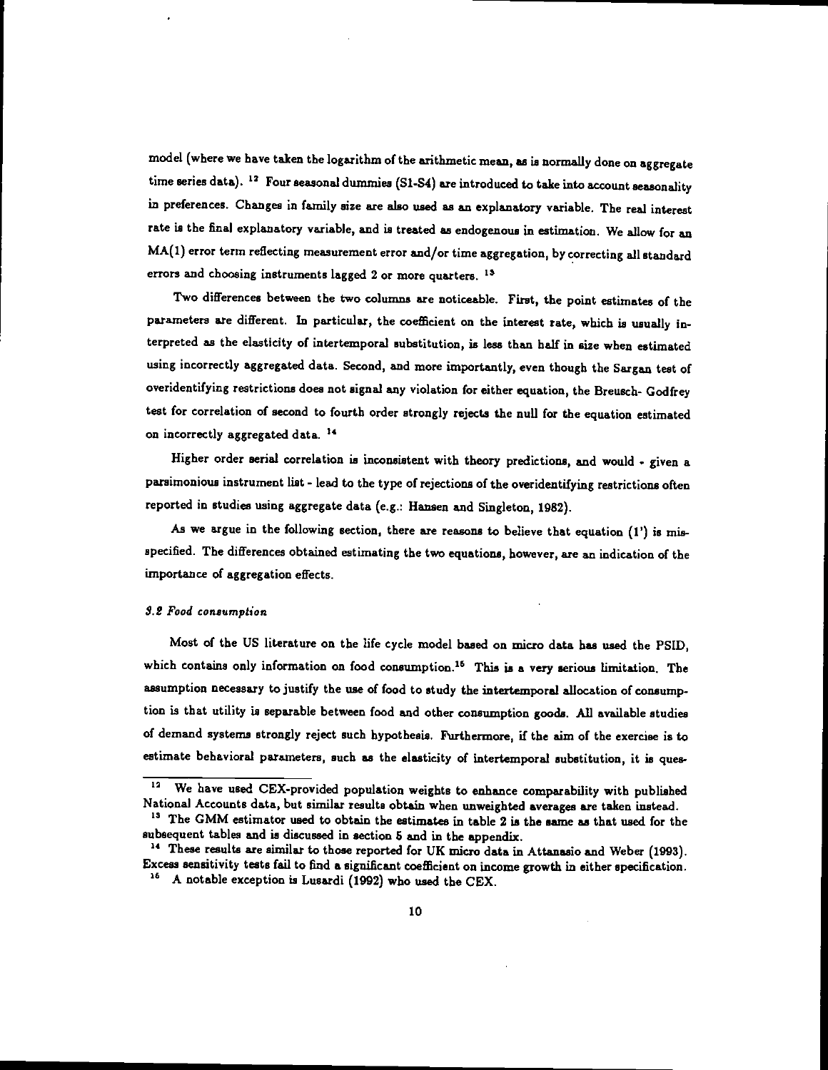model (where we have taken the logarithm of the arithmetic mean, as is normally done on aggregate time series data). [12] Four seasonal dummies (S1-S4) are introduced to take into account seasonality in preferences. Changes in family size are also used as an explanatory variable. The real interest rate is the final explanatory variable, and is treated as endogenous in estimation. We allow for an MA(1) error term reflecting measurement error and/or time aggregation, by correcting all standard errors and choosing instruments lagged 2 or more quarters. [13]

Two differences between the two columns are noticeable. First, the point estimates of the parameters are different. In particular, the coefficient on the interest rate, which is usually interpreted as the elasticity of intertemporal substitution, is less than half in size when estimated using incorrectly aggregated data. Second, and more importantly, even though the Sargan test of overidentifying restrictions does not signal any violation for either equation, the Breusch- Godfrey test for correlation of second to fourth order strongly rejects the null for the equation estimated on incorrectly aggregated data. [14]

Higher order serial correlation is inconsistent with theory predictions, and would - given a parsimonious instrument list - lead to the type of rejections of the overidentifying restrictions often reported in studies using aggregate data (e.g.: Hansen and Singleton, 1982).

As we argue in the following section, there are reasons to believe that equation (1') is misspecified. The differences obtained estimating the two equations, however, are an indication of the importance of aggregation effects.

### *3.2 Food consumption*

Most of the US literature on the life cycle model based on micro data has used the PSID, which contains only information on food consumption.[15] This is a very serious limitation. The assumption necessary to justify the use of food to study the intertemporal allocation of consumption is that utility is separable between food and other consumption goods. All available studies of demand systems strongly reject such hypothesis. Furthermore, if the aim of the exercise is to estimate behavioral parameters, such as the elasticity of intertemporal substitution, it is ques-

---

[12] We have used CEX-provided population weights to enhance comparability with published National Accounts data, but similar results obtain when unweighted averages are taken instead.

[13] The GMM estimator used to obtain the estimates in table 2 is the same as that used for the subsequent tables and is discussed in section 5 and in the appendix.

[14] These results are similar to those reported for UK micro data in Attanasio and Weber (1993). Excess sensitivity tests fail to find a significant coefficient on income growth in either specification.

[15] A notable exception is Lusardi (1992) who used the CEX.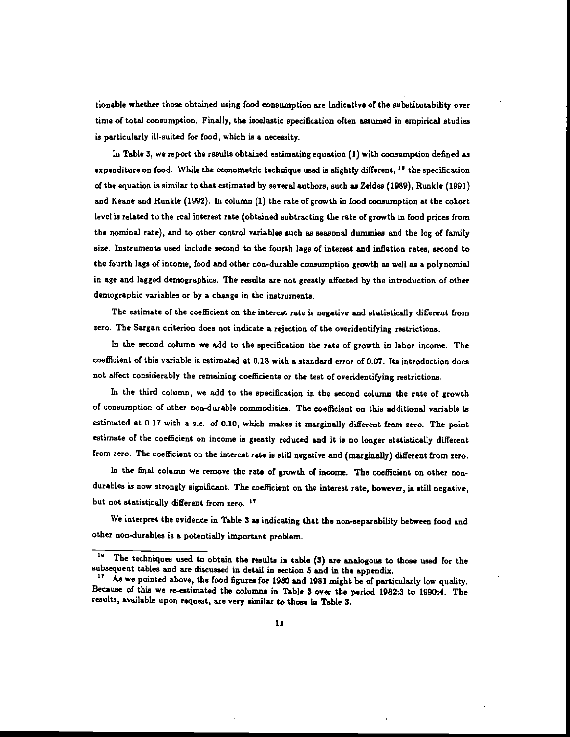tionable whether those obtained using food consumption are indicative of the substitutability over time of total consumption. Finally, the isoelastic specification often assumed in empirical studies is particularly ill-suited for food, which is a necessity.

In Table 3, we report the results obtained estimating equation (1) with consumption defined as expenditure on food. While the econometric technique used is slightly different, [16] the specification of the equation is similar to that estimated by several authors, such as Zeldes (1989), Runkle (1991) and Keane and Runkle (1992). In column (1) the rate of growth in food consumption at the cohort level is related to the real interest rate (obtained subtracting the rate of growth in food prices from the nominal rate), and to other control variables such as seasonal dummies and the log of family size. Instruments used include second to the fourth lags of interest and inflation rates, second to the fourth lags of income, food and other non-durable consumption growth as well as a polynomial in age and lagged demographics. The results are not greatly affected by the introduction of other demographic variables or by a change in the instruments.

The estimate of the coefficient on the interest rate is negative and statistically different from zero. The Sargan criterion does not indicate a rejection of the overidentifying restrictions.

In the second column we add to the specification the rate of growth in labor income. The coefficient of this variable is estimated at 0.18 with a standard error of 0.07. Its introduction does not affect considerably the remaining coefficients or the test of overidentifying restrictions.

In the third column, we add to the specification in the second column the rate of growth of consumption of other non-durable commodities. The coefficient on this additional variable is estimated at 0.17 with a s.e. of 0.10, which makes it marginally different from zero. The point estimate of the coefficient on income is greatly reduced and it is no longer statistically different from zero. The coefficient on the interest rate is still negative and (marginally) different from zero.

In the final column we remove the rate of growth of income. The coefficient on other non-durables is now strongly significant. The coefficient on the interest rate, however, is still negative, but not statistically different from zero. [17]

We interpret the evidence in Table 3 as indicating that the non-separability between food and other non-durables is a potentially important problem.

---

[16] The techniques used to obtain the results in table (3) are analogous to those used for the subsequent tables and are discussed in detail in section 5 and in the appendix.

[17] As we pointed above, the food figures for 1980 and 1981 might be of particularly low quality. Because of this we re-estimated the columns in Table 3 over the period 1982:3 to 1990:4. The results, available upon request, are very similar to those in Table 3.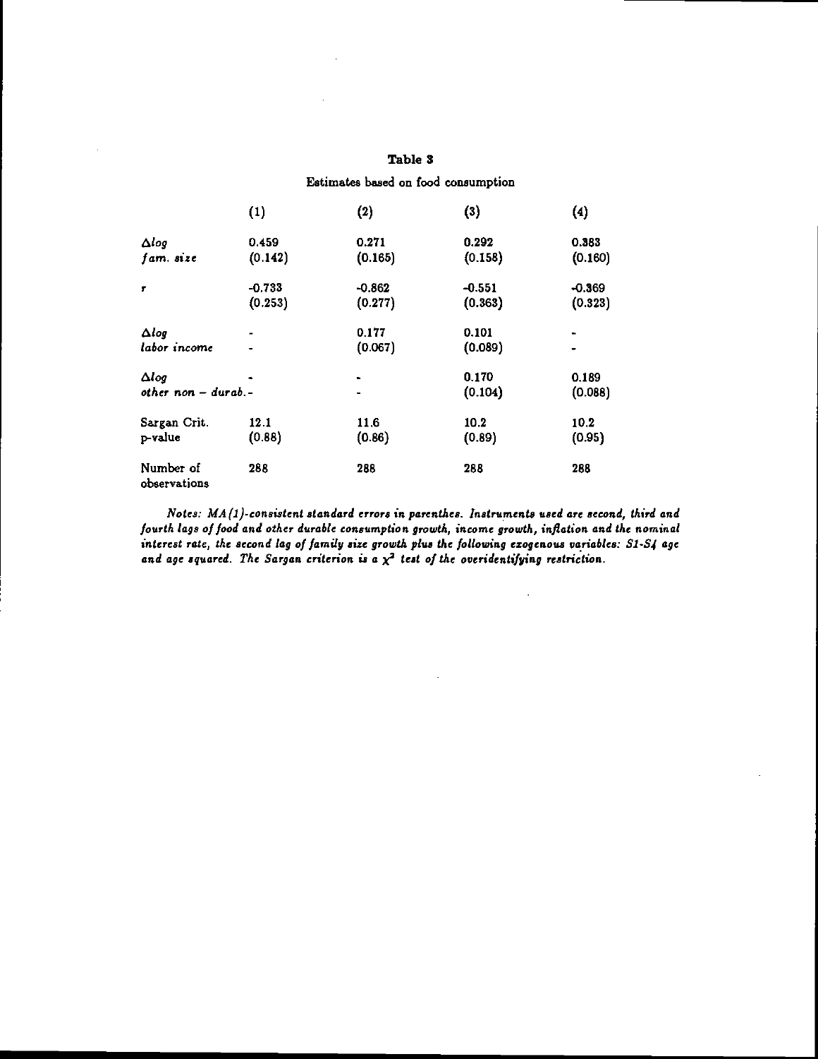**Table 3**

Estimates based on food consumption

| | (1) | (2) | (3) | (4) |
|---|---|---|---|---|
| $\Delta log$ *fam. size* | 0.459 | 0.271 | 0.292 | 0.383 |
| | (0.142) | (0.165) | (0.158) | (0.160) |
| $r$ | -0.733 | -0.862 | -0.551 | -0.369 |
| | (0.253) | (0.277) | (0.363) | (0.323) |
| $\Delta log$ *labor income* | - | 0.177 | 0.101 | - |
| | - | (0.067) | (0.089) | - |
| $\Delta log$ *other non − durab.* | - | - | 0.170 | 0.189 |
| | - | - | (0.104) | (0.088) |
| Sargan Crit. | 12.1 | 11.6 | 10.2 | 10.2 |
| p-value | (0.88) | (0.86) | (0.89) | (0.95) |
| Number of observations | 288 | 288 | 288 | 288 |

*Notes: MA(1)-consistent standard errors in parenthes. Instruments used are second, third and fourth lags of food and other durable consumption growth, income growth, inflation and the nominal interest rate, the second lag of family size growth plus the following exogenous variables: S1-S4 age and age squared. The Sargan criterion is a $\chi^2$ test of the overidentifying restriction.*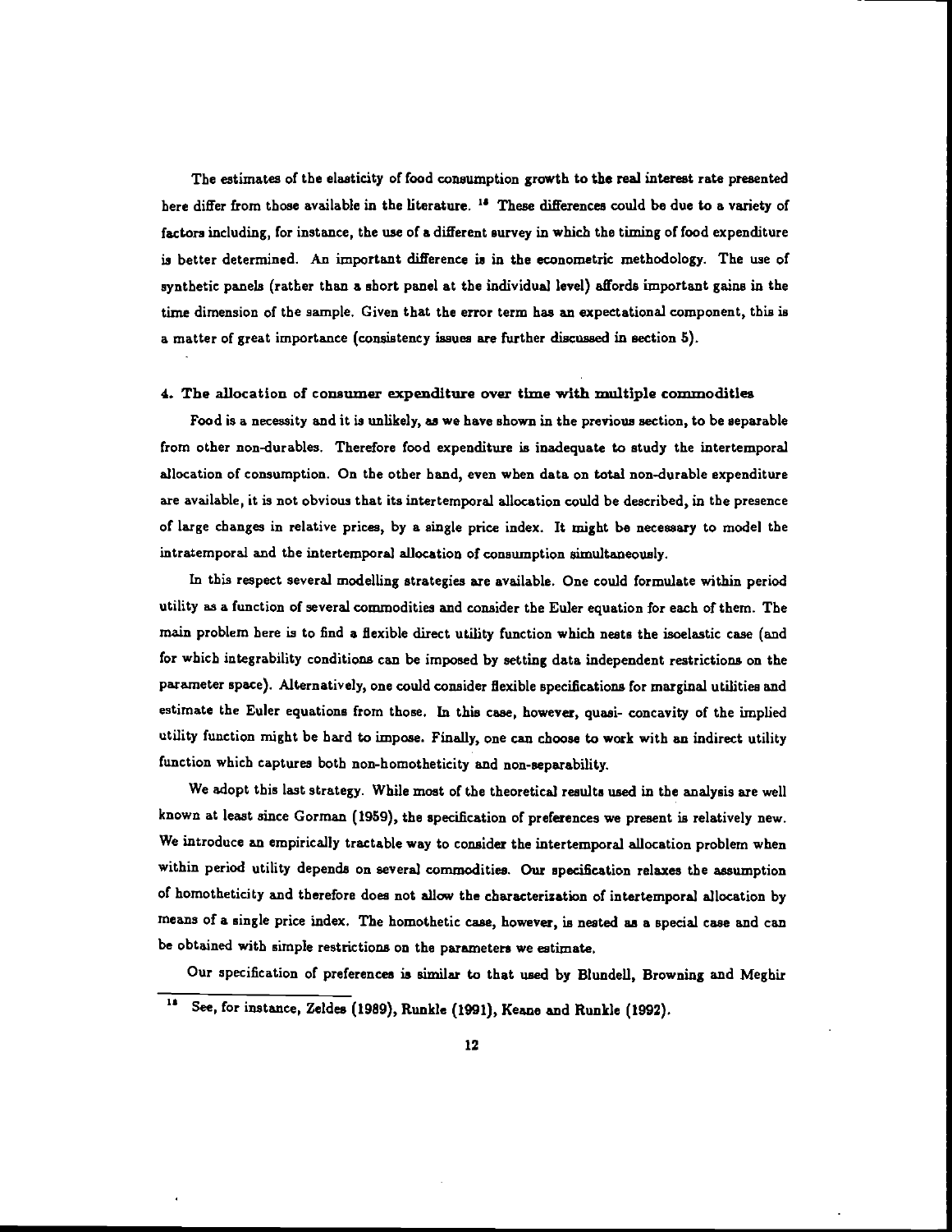The estimates of the elasticity of food consumption growth to the real interest rate presented here differ from those available in the literature. [18] These differences could be due to a variety of factors including, for instance, the use of a different survey in which the timing of food expenditure is better determined. An important difference is in the econometric methodology. The use of synthetic panels (rather than a short panel at the individual level) affords important gains in the time dimension of the sample. Given that the error term has an expectational component, this is a matter of great importance (consistency issues are further discussed in section 5).

## 4. The allocation of consumer expenditure over time with multiple commodities

Food is a necessity and it is unlikely, as we have shown in the previous section, to be separable from other non-durables. Therefore food expenditure is inadequate to study the intertemporal allocation of consumption. On the other hand, even when data on total non-durable expenditure are available, it is not obvious that its intertemporal allocation could be described, in the presence of large changes in relative prices, by a single price index. It might be necessary to model the intratemporal and the intertemporal allocation of consumption simultaneously.

In this respect several modelling strategies are available. One could formulate within period utility as a function of several commodities and consider the Euler equation for each of them. The main problem here is to find a flexible direct utility function which nests the isoelastic case (and for which integrability conditions can be imposed by setting data independent restrictions on the parameter space). Alternatively, one could consider flexible specifications for marginal utilities and estimate the Euler equations from those. In this case, however, quasi- concavity of the implied utility function might be hard to impose. Finally, one can choose to work with an indirect utility function which captures both non-homotheticity and non-separability.

We adopt this last strategy. While most of the theoretical results used in the analysis are well known at least since Gorman (1959), the specification of preferences we present is relatively new. We introduce an empirically tractable way to consider the intertemporal allocation problem when within period utility depends on several commodities. Our specification relaxes the assumption of homotheticity and therefore does not allow the characterization of intertemporal allocation by means of a single price index. The homothetic case, however, is nested as a special case and can be obtained with simple restrictions on the parameters we estimate.

Our specification of preferences is similar to that used by Blundell, Browning and Meghir

[18] See, for instance, Zeldes (1989), Runkle (1991), Keane and Runkle (1992).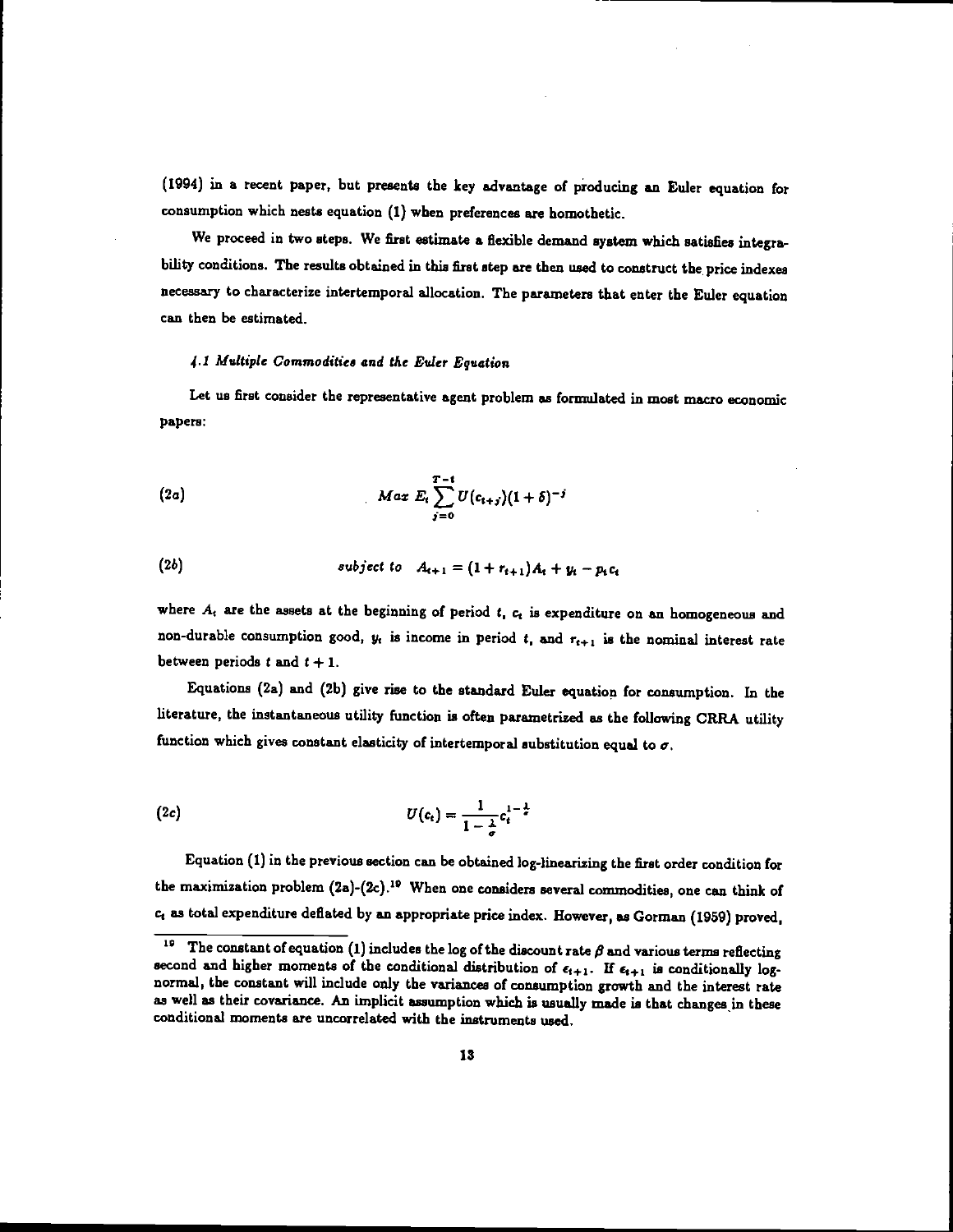(1994) in a recent paper, but presents the key advantage of producing an Euler equation for consumption which nests equation (1) when preferences are homothetic.

We proceed in two steps. We first estimate a flexible demand system which satisfies integrability conditions. The results obtained in this first step are then used to construct the price indexes necessary to characterize intertemporal allocation. The parameters that enter the Euler equation can then be estimated.

### *4.1 Multiple Commodities and the Euler Equation*

Let us first consider the representative agent problem as formulated in most macro economic papers:

$$(2a) \qquad Max\ E_t \sum_{j=0}^{T-t} U(c_{t+j})(1+\delta)^{-j}$$

$$(2b) \qquad subject\ to \quad A_{t+1} = (1 + r_{t+1})A_t + y_t - p_t c_t$$

where $A_t$ are the assets at the beginning of period $t$, $c_t$ is expenditure on an homogeneous and non-durable consumption good, $y_t$ is income in period $t$, and $r_{t+1}$ is the nominal interest rate between periods $t$ and $t+1$.

Equations (2a) and (2b) give rise to the standard Euler equation for consumption. In the literature, the instantaneous utility function is often parametrized as the following CRRA utility function which gives constant elasticity of intertemporal substitution equal to $\sigma$.

$$(2c) \qquad U(c_t) = \frac{1}{1-\frac{1}{\sigma}} c_t^{1-\frac{1}{\sigma}}$$

Equation (1) in the previous section can be obtained log-linearizing the first order condition for the maximization problem (2a)-(2c).[19] When one considers several commodities, one can think of $c_t$ as total expenditure deflated by an appropriate price index. However, as Gorman (1959) proved,

[19] The constant of equation (1) includes the log of the discount rate $\beta$ and various terms reflecting second and higher moments of the conditional distribution of $\epsilon_{t+1}$. If $\epsilon_{t+1}$ is conditionally log-normal, the constant will include only the variances of consumption growth and the interest rate as well as their covariance. An implicit assumption which is usually made is that changes in these conditional moments are uncorrelated with the instruments used.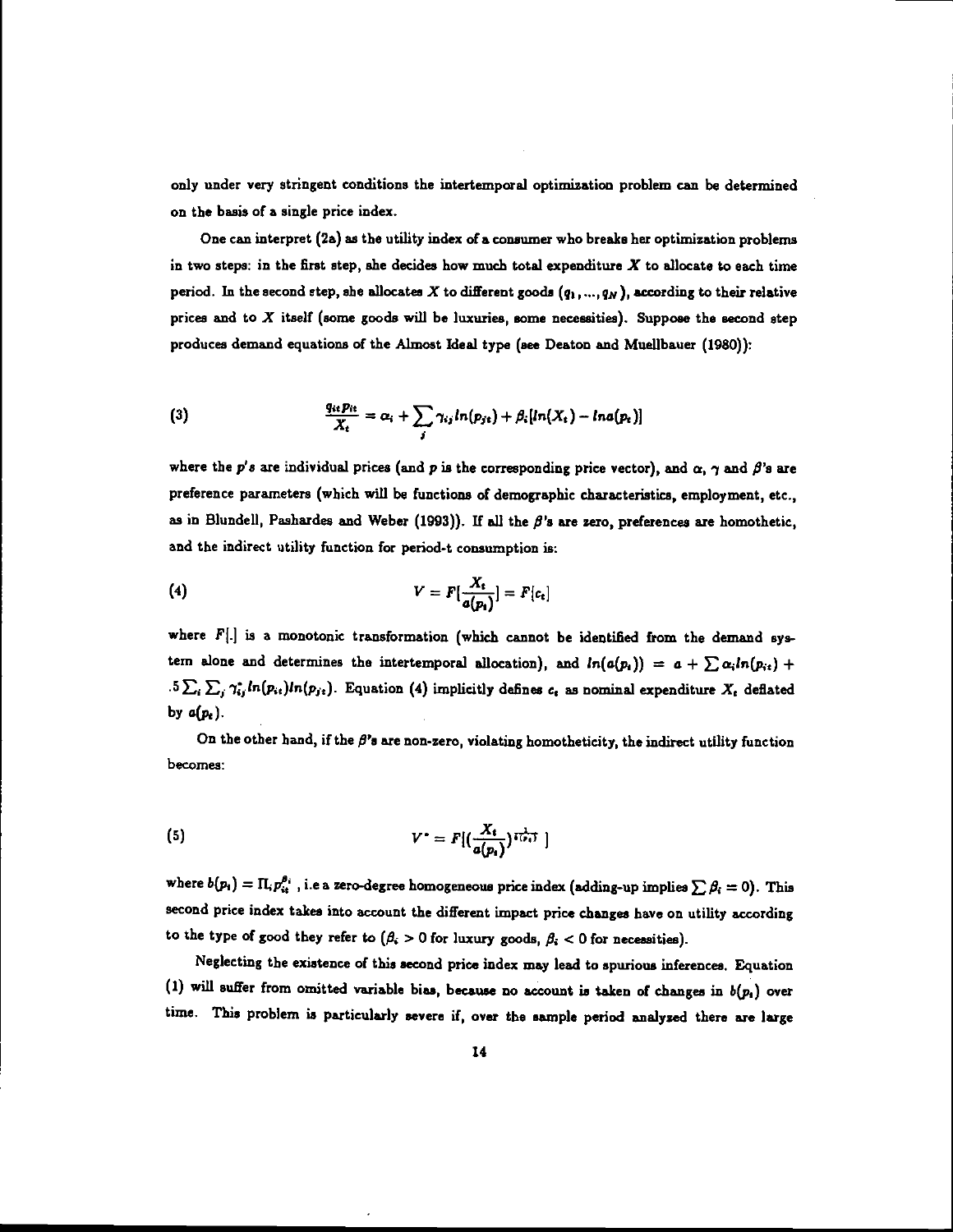only under very stringent conditions the intertemporal optimization problem can be determined on the basis of a single price index.

One can interpret (2a) as the utility index of a consumer who breaks her optimization problems in two steps: in the first step, she decides how much total expenditure $X$ to allocate to each time period. In the second step, she allocates $X$ to different goods $(q_1, ..., q_N)$, according to their relative prices and to $X$ itself (some goods will be luxuries, some necessities). Suppose the second step produces demand equations of the Almost Ideal type (see Deaton and Muellbauer (1980)):

$$\text{(3)} \qquad \frac{q_{it}p_{it}}{X_t} = \alpha_i + \sum_j \gamma_{ij} ln(p_{jt}) + \beta_i [ln(X_t) - ln a(p_t)]$$

where the $p$'s are individual prices (and $p$ is the corresponding price vector), and $\alpha$, $\gamma$ and $\beta$'s are preference parameters (which will be functions of demographic characteristics, employment, etc., as in Blundell, Pashardes and Weber (1993)). If all the $\beta$'s are zero, preferences are homothetic, and the indirect utility function for period-t consumption is:

$$\text{(4)} \qquad V = F[\frac{X_t}{a(p_t)}] = F[c_t]$$

where $F[.]$ is a monotonic transformation (which cannot be identified from the demand system alone and determines the intertemporal allocation), and $ln(a(p_t)) = a + \sum \alpha_i ln(p_{it}) + .5 \sum_i \sum_j \gamma^*_{ij} ln(p_{it}) ln(p_{jt})$. Equation (4) implicitly defines $c_t$ as nominal expenditure $X_t$ deflated by $a(p_t)$.

On the other hand, if the $\beta$'s are non-zero, violating homotheticity, the indirect utility function becomes:

$$\text{(5)} \qquad V^* = F[(\frac{X_t}{a(p_t)})^{\frac{1}{b(p_t)}}]$$

where $b(p_t) = \Pi_i p_{it}^{\beta_i}$, i.e a zero-degree homogeneous price index (adding-up implies $\sum \beta_i = 0$). This second price index takes into account the different impact price changes have on utility according to the type of good they refer to ($\beta_i > 0$ for luxury goods, $\beta_i < 0$ for necessities).

Neglecting the existence of this second price index may lead to spurious inferences. Equation (1) will suffer from omitted variable bias, because no account is taken of changes in $b(p_t)$ over time. This problem is particularly severe if, over the sample period analyzed there are large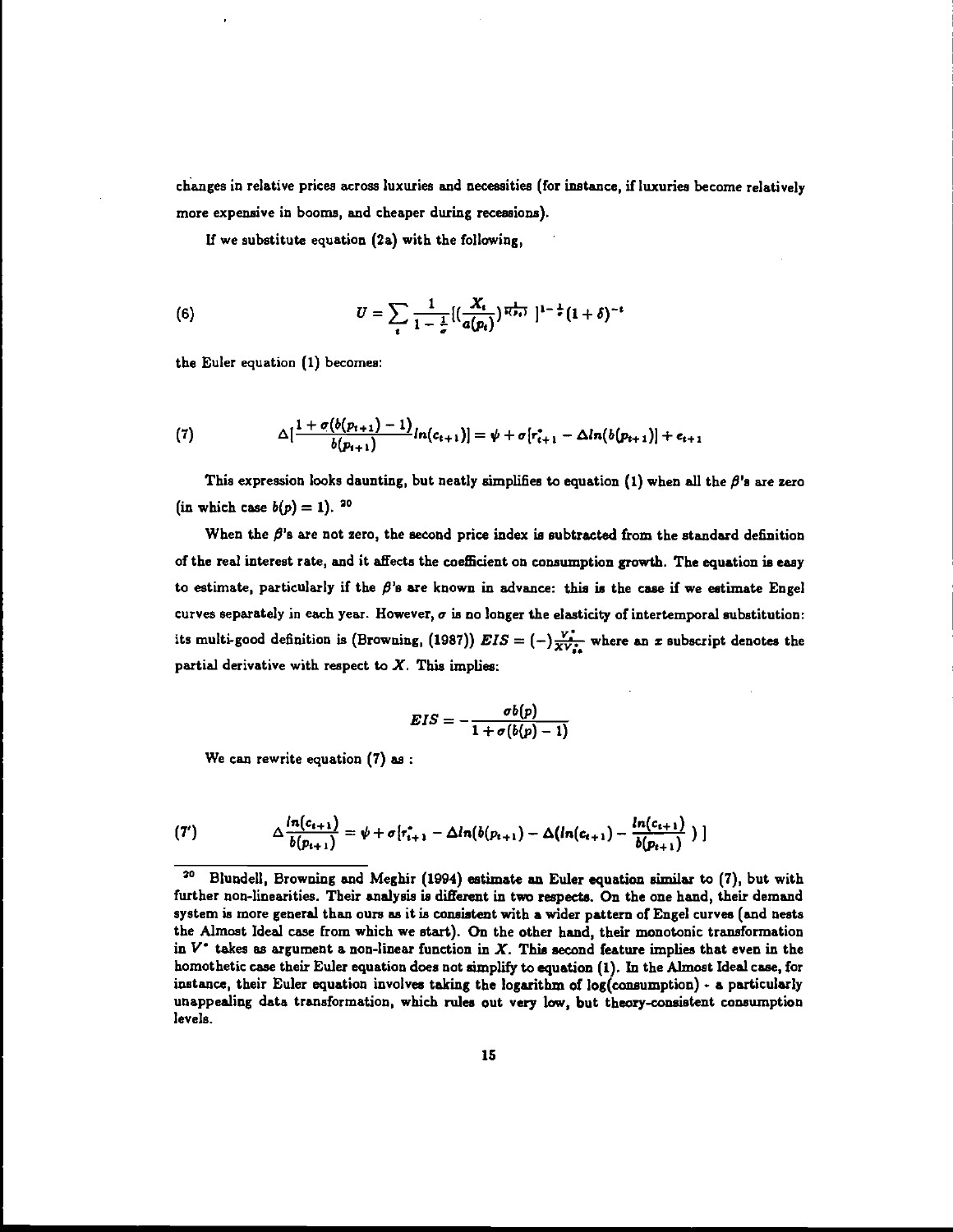changes in relative prices across luxuries and necessities (for instance, if luxuries become relatively more expensive in booms, and cheaper during recessions).

If we substitute equation (2a) with the following,

$$U = \sum_t \frac{1}{1-\frac{1}{\sigma}}[(\frac{X_t}{a(p_t)})^{\frac{1}{b(p_t)}}]^{1-\frac{1}{\sigma}}(1+\delta)^{-t} \tag{6}$$

the Euler equation (1) becomes:

$$\Delta[\frac{1+\sigma(b(p_{t+1})-1)}{b(p_{t+1})}ln(c_{t+1})] = \psi + \sigma[r^*_{t+1} - \Delta ln(b(p_{t+1}))] + e_{t+1} \tag{7}$$

This expression looks daunting, but neatly simplifies to equation (1) when all the $\beta$'s are zero (in which case $b(p) = 1$). [20]

When the $\beta$'s are not zero, the second price index is subtracted from the standard definition of the real interest rate, and it affects the coefficient on consumption growth. The equation is easy to estimate, particularly if the $\beta$'s are known in advance: this is the case if we estimate Engel curves separately in each year. However, $\sigma$ is no longer the elasticity of intertemporal substitution: its multi-good definition is (Browning, (1987)) $EIS = (-)\frac{V^*_x}{XV^*_{xx}}$ where an $x$ subscript denotes the partial derivative with respect to $X$. This implies:

$$EIS = -\frac{\sigma b(p)}{1+\sigma(b(p)-1)}$$

We can rewrite equation (7) as :

$$\Delta\frac{ln(c_{t+1})}{b(p_{t+1})} = \psi + \sigma[r^*_{t+1} - \Delta ln(b(p_{t+1}) - \Delta(ln(c_{t+1}) - \frac{ln(c_{t+1})}{b(p_{t+1})}))] \tag{7'}$$

[20] Blundell, Browning and Meghir (1994) estimate an Euler equation similar to (7), but with further non-linearities. Their analysis is different in two respects. On the one hand, their demand system is more general than ours as it is consistent with a wider pattern of Engel curves (and nests the Almost Ideal case from which we start). On the other hand, their monotonic transformation in $V^*$ takes as argument a non-linear function in $X$. This second feature implies that even in the homothetic case their Euler equation does not simplify to equation (1). In the Almost Ideal case, for instance, their Euler equation involves taking the logarithm of log(consumption) - a particularly unappealing data transformation, which rules out very low, but theory-consistent consumption levels.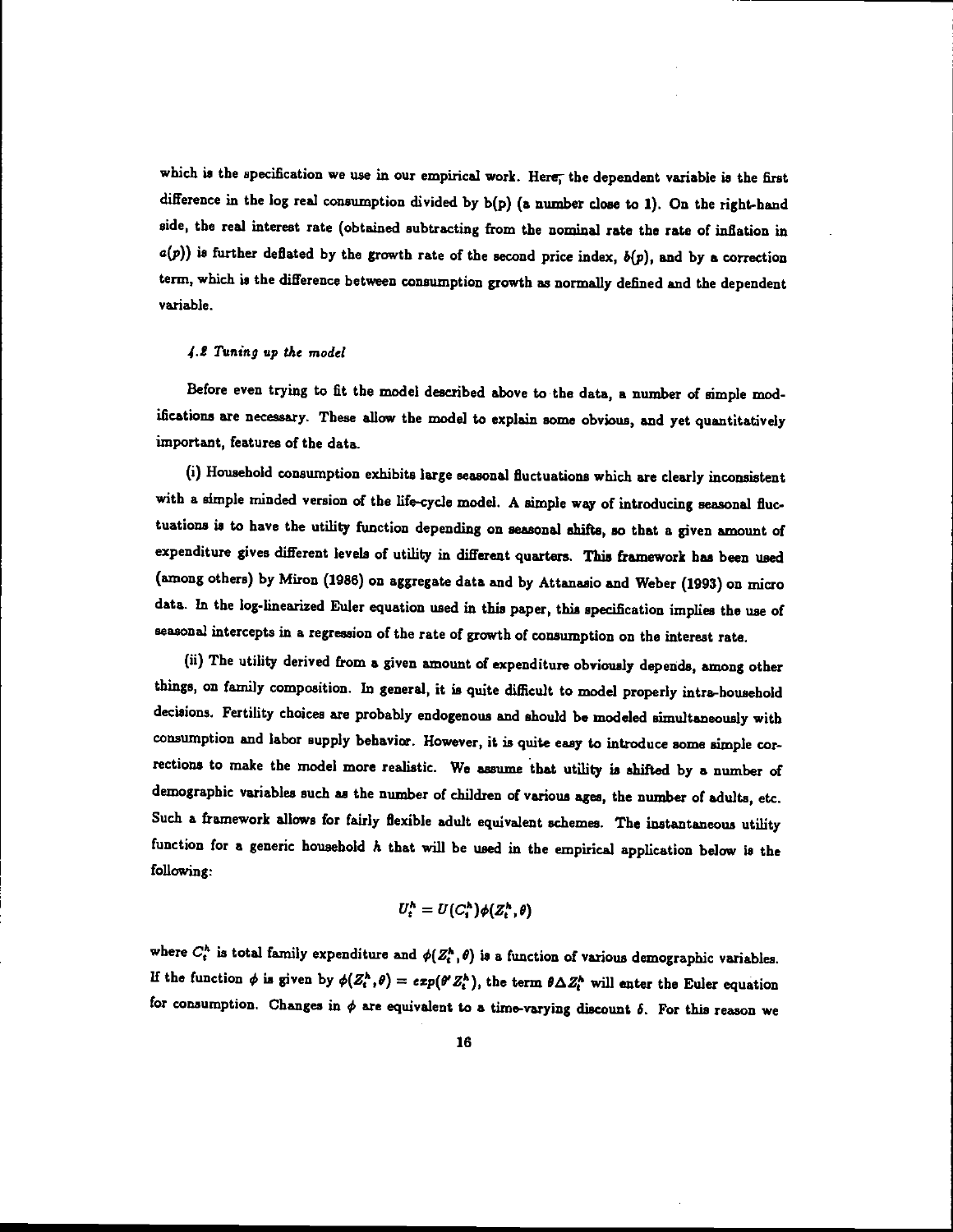which is the specification we use in our empirical work. Here, the dependent variable is the first difference in the log real consumption divided by b(p) (a number close to 1). On the right-hand side, the real interest rate (obtained subtracting from the nominal rate the rate of inflation in $a(p)$) is further deflated by the growth rate of the second price index, $b(p)$, and by a correction term, which is the difference between consumption growth as normally defined and the dependent variable.

### *4.2 Tuning up the model*

Before even trying to fit the model described above to the data, a number of simple modifications are necessary. These allow the model to explain some obvious, and yet quantitatively important, features of the data.

(i) Household consumption exhibits large seasonal fluctuations which are clearly inconsistent with a simple minded version of the life-cycle model. A simple way of introducing seasonal fluctuations is to have the utility function depending on seasonal shifts, so that a given amount of expenditure gives different levels of utility in different quarters. This framework has been used (among others) by Miron (1986) on aggregate data and by Attanasio and Weber (1993) on micro data. In the log-linearized Euler equation used in this paper, this specification implies the use of seasonal intercepts in a regression of the rate of growth of consumption on the interest rate.

(ii) The utility derived from a given amount of expenditure obviously depends, among other things, on family composition. In general, it is quite difficult to model properly intra-household decisions. Fertility choices are probably endogenous and should be modeled simultaneously with consumption and labor supply behavior. However, it is quite easy to introduce some simple corrections to make the model more realistic. We assume that utility is shifted by a number of demographic variables such as the number of children of various ages, the number of adults, etc. Such a framework allows for fairly flexible adult equivalent schemes. The instantaneous utility function for a generic household $h$ that will be used in the empirical application below is the following:

$$U_t^h = U(C_t^h)\phi(Z_t^h, \theta)$$

where $C_t^h$ is total family expenditure and $\phi(Z_t^h, \theta)$ is a function of various demographic variables. If the function $\phi$ is given by $\phi(Z_t^h, \theta) = exp(\theta' Z_t^h)$, the term $\theta \Delta Z_t^h$ will enter the Euler equation for consumption. Changes in $\phi$ are equivalent to a time-varying discount $\delta$. For this reason we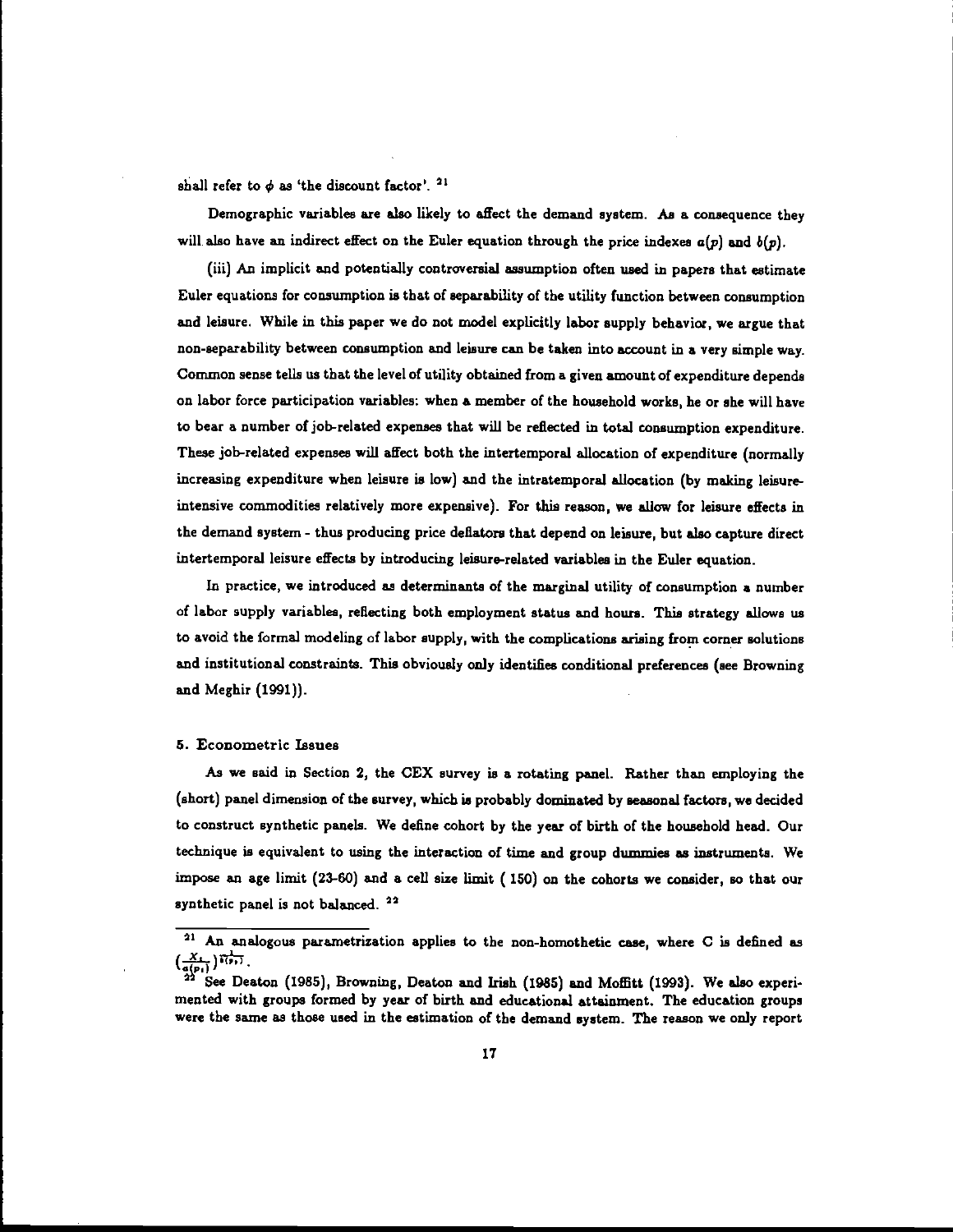shall refer to $\phi$ as 'the discount factor'.[21]

Demographic variables are also likely to affect the demand system. As a consequence they will also have an indirect effect on the Euler equation through the price indexes $a(p)$ and $b(p)$.

(iii) An implicit and potentially controversial assumption often used in papers that estimate Euler equations for consumption is that of separability of the utility function between consumption and leisure. While in this paper we do not model explicitly labor supply behavior, we argue that non-separability between consumption and leisure can be taken into account in a very simple way. Common sense tells us that the level of utility obtained from a given amount of expenditure depends on labor force participation variables: when a member of the household works, he or she will have to bear a number of job-related expenses that will be reflected in total consumption expenditure. These job-related expenses will affect both the intertemporal allocation of expenditure (normally increasing expenditure when leisure is low) and the intratemporal allocation (by making leisure-intensive commodities relatively more expensive). For this reason, we allow for leisure effects in the demand system - thus producing price deflators that depend on leisure, but also capture direct intertemporal leisure effects by introducing leisure-related variables in the Euler equation.

In practice, we introduced as determinants of the marginal utility of consumption a number of labor supply variables, reflecting both employment status and hours. This strategy allows us to avoid the formal modeling of labor supply, with the complications arising from corner solutions and institutional constraints. This obviously only identifies conditional preferences (see Browning and Meghir (1991)).

## 5. Econometric Issues

As we said in Section 2, the CEX survey is a rotating panel. Rather than employing the (short) panel dimension of the survey, which is probably dominated by seasonal factors, we decided to construct synthetic panels. We define cohort by the year of birth of the household head. Our technique is equivalent to using the interaction of time and group dummies as instruments. We impose an age limit (23-60) and a cell size limit ( 150) on the cohorts we consider, so that our synthetic panel is not balanced.[22]

---

[21] An analogous parametrization applies to the non-homothetic case, where C is defined as $\left(\frac{X_t}{a(p_t)}\right)^{\frac{1}{b(p_t)}}$.

[22] See Deaton (1985), Browning, Deaton and Irish (1985) and Moffitt (1993). We also experimented with groups formed by year of birth and educational attainment. The education groups were the same as those used in the estimation of the demand system. The reason we only report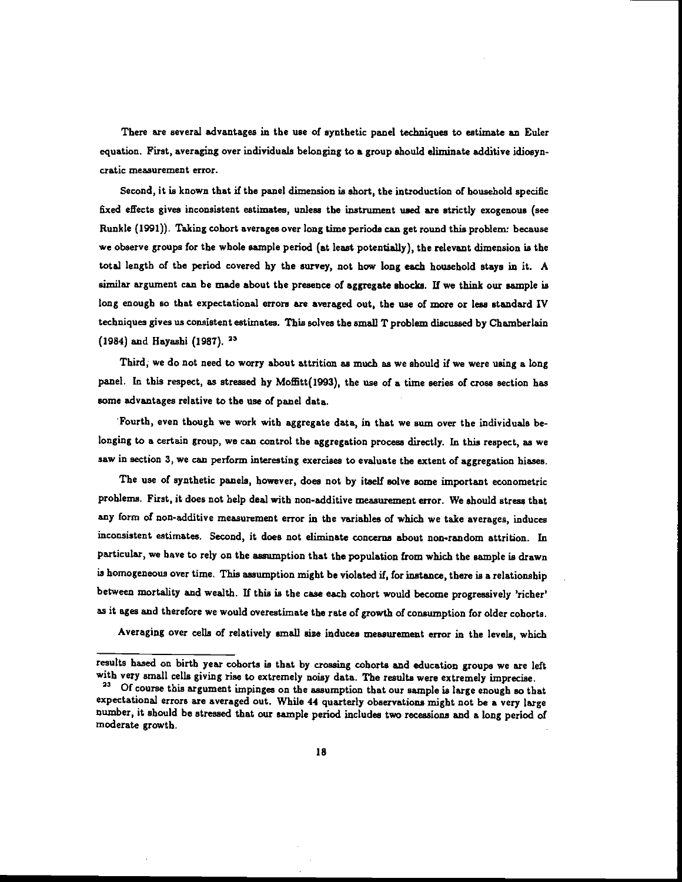There are several advantages in the use of synthetic panel techniques to estimate an Euler equation. First, averaging over individuals belonging to a group should eliminate additive idiosyncratic measurement error.

Second, it is known that if the panel dimension is short, the introduction of household specific fixed effects gives inconsistent estimates, unless the instrument used are strictly exogenous (see Runkle (1991)). Taking cohort averages over long time periods can get round this problem: because we observe groups for the whole sample period (at least potentially), the relevant dimension is the total length of the period covered by the survey, not how long each household stays in it. A similar argument can be made about the presence of aggregate shocks. If we think our sample is long enough so that expectational errors are averaged out, the use of more or less standard IV techniques gives us consistent estimates. This solves the small T problem discussed by Chamberlain (1984) and Hayashi (1987). [23]

Third, we do not need to worry about attrition as much as we should if we were using a long panel. In this respect, as stressed by Moffitt(1993), the use of a time series of cross section has some advantages relative to the use of panel data.

Fourth, even though we work with aggregate data, in that we sum over the individuals belonging to a certain group, we can control the aggregation process directly. In this respect, as we saw in section 3, we can perform interesting exercises to evaluate the extent of aggregation biases.

The use of synthetic panels, however, does not by itself solve some important econometric problems. First, it does not help deal with non-additive measurement error. We should stress that any form of non-additive measurement error in the variables of which we take averages, induces inconsistent estimates. Second, it does not eliminate concerns about non-random attrition. In particular, we have to rely on the assumption that the population from which the sample is drawn is homogeneous over time. This assumption might be violated if, for instance, there is a relationship between mortality and wealth. If this is the case each cohort would become progressively 'richer' as it ages and therefore we would overestimate the rate of growth of consumption for older cohorts.

Averaging over cells of relatively small size induces measurement error in the levels, which

---

results based on birth year cohorts is that by crossing cohorts and education groups we are left with very small cells giving rise to extremely noisy data. The results were extremely imprecise.

[23] Of course this argument impinges on the assumption that our sample is large enough so that expectational errors are averaged out. While 44 quarterly observations might not be a very large number, it should be stressed that our sample period includes two recessions and a long period of moderate growth.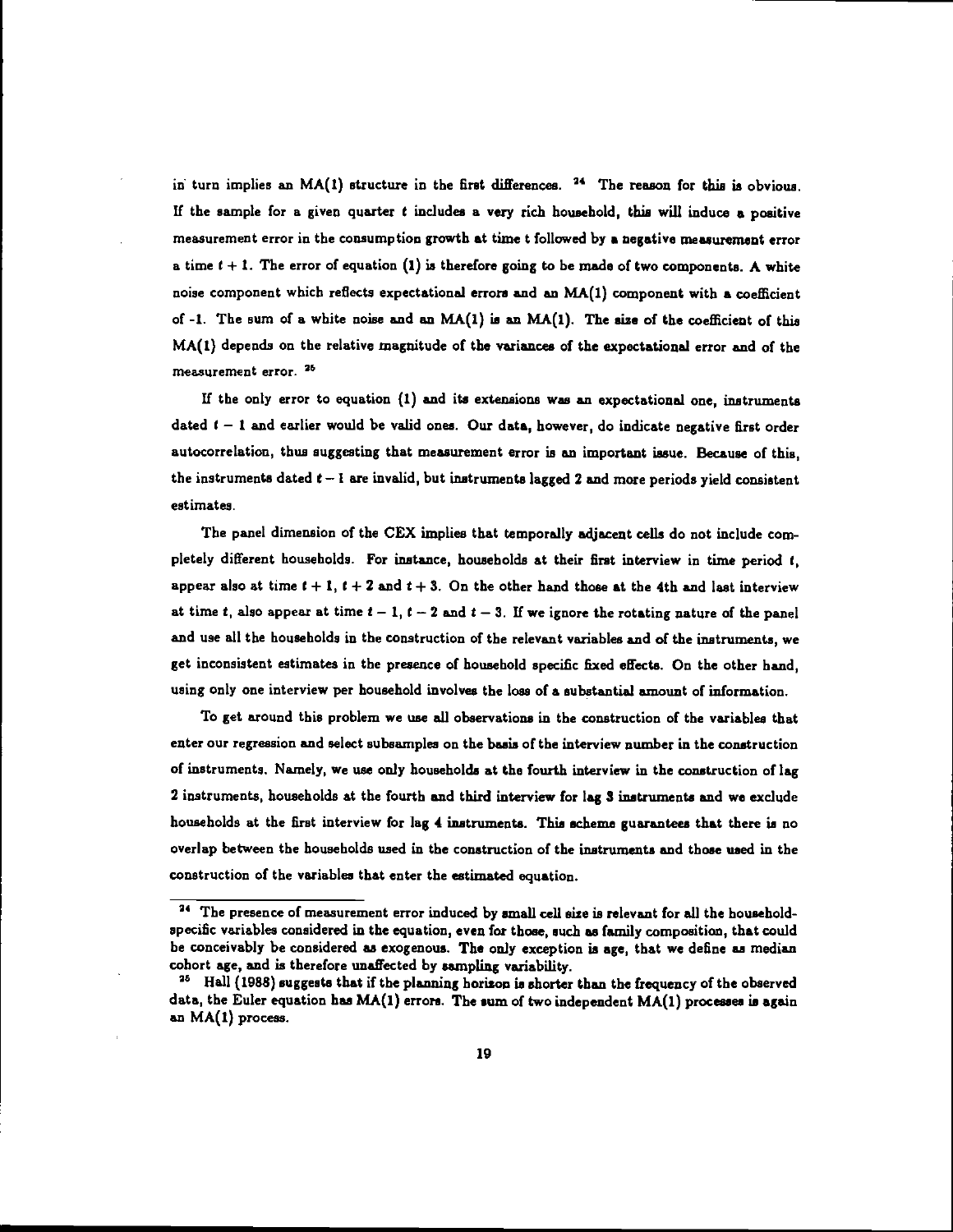in turn implies an MA(1) structure in the first differences. [24] The reason for this is obvious. If the sample for a given quarter $t$ includes a very rich household, this will induce a positive measurement error in the consumption growth at time t followed by a negative measurement error a time $t+1$. The error of equation (1) is therefore going to be made of two components. A white noise component which reflects expectational errors and an MA(1) component with a coefficient of -1. The sum of a white noise and an MA(1) is an MA(1). The size of the coefficient of this MA(1) depends on the relative magnitude of the variances of the expectational error and of the measurement error. [25]

If the only error to equation (1) and its extensions was an expectational one, instruments dated $t-1$ and earlier would be valid ones. Our data, however, do indicate negative first order autocorrelation, thus suggesting that measurement error is an important issue. Because of this, the instruments dated $t-1$ are invalid, but instruments lagged 2 and more periods yield consistent estimates.

The panel dimension of the CEX implies that temporally adjacent cells do not include completely different households. For instance, households at their first interview in time period $t$, appear also at time $t+1$, $t+2$ and $t+3$. On the other hand those at the 4th and last interview at time $t$, also appear at time $t-1$, $t-2$ and $t-3$. If we ignore the rotating nature of the panel and use all the households in the construction of the relevant variables and of the instruments, we get inconsistent estimates in the presence of household specific fixed effects. On the other hand, using only one interview per household involves the loss of a substantial amount of information.

To get around this problem we use all observations in the construction of the variables that enter our regression and select subsamples on the basis of the interview number in the construction of instruments. Namely, we use only households at the fourth interview in the construction of lag 2 instruments, households at the fourth and third interview for lag 3 instruments and we exclude households at the first interview for lag 4 instruments. This scheme guarantees that there is no overlap between the households used in the construction of the instruments and those used in the construction of the variables that enter the estimated equation.

---

[24] The presence of measurement error induced by small cell size is relevant for all the household-specific variables considered in the equation, even for those, such as family composition, that could be conceivably be considered as exogenous. The only exception is age, that we define as median cohort age, and is therefore unaffected by sampling variability.

[25] Hall (1988) suggests that if the planning horizon is shorter than the frequency of the observed data, the Euler equation has MA(1) errors. The sum of two independent MA(1) processes is again an MA(1) process.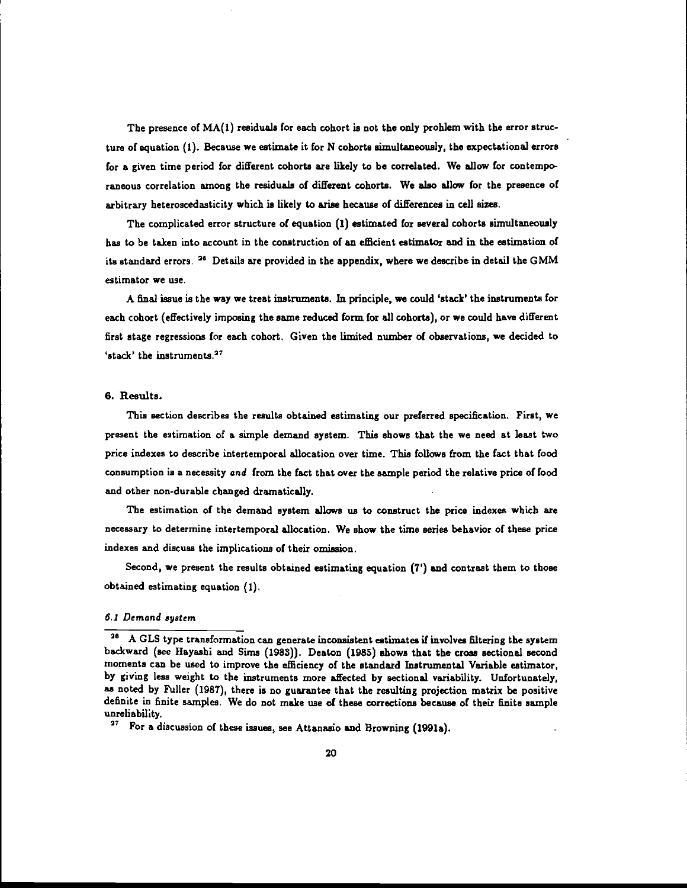The presence of MA(1) residuals for each cohort is not the only problem with the error structure of equation (1). Because we estimate it for N cohorts simultaneously, the expectational errors for a given time period for different cohorts are likely to be correlated. We allow for contemporaneous correlation among the residuals of different cohorts. We also allow for the presence of arbitrary heteroscedasticity which is likely to arise hecause of differences in cell sizes.

The complicated error structure of equation (1) estimated for several cohorts simultaneously has to be taken into account in the construction of an efficient estimator and in the estimation of its standard errors. [26] Details are provided in the appendix, where we describe in detail the GMM estimator we use.

A final issue is the way we treat instruments. In principle, we could 'stack' the instruments for each cohort (effectively imposing the same reduced form for all cohorts), or we could have different first stage regressions for each cohort. Given the limited number of observations, we decided to 'stack' the instruments.[27]

## 6. Results.

This section describes the results obtained estimating our preferred specification. First, we present the estimation of a simple demand system. This shows that the we need at least two price indexes to describe intertemporal allocation over time. This follows from the fact that food consumption is a necessity *and* from the fact that over the sample period the relative price of food and other non-durable changed dramatically.

The estimation of the demand system allows us to construct the price indexes which are necessary to determine intertemporal allocation. We show the time series behavior of these price indexes and discuss the implications of their omission.

Second, we present the results obtained estimating equation (7') and contrast them to those obtained estimating equation (1).

### *6.1 Demand system*

[26] A GLS type transformation can generate inconsistent estimates if involves filtering the system backward (see Hayashi and Sims (1983)). Deaton (1985) shows that the cross sectional second moments can be used to improve the efficiency of the standard Instrumental Variable estimator, by giving less weight to the instruments more affected by sectional variability. Unfortunately, as noted by Fuller (1987), there is no guarantee that the resulting projection matrix be positive definite in finite samples. We do not make use of these corrections because of their finite sample unreliability.

[27] For a discussion of these issues, see Attanasio and Browning (1991a).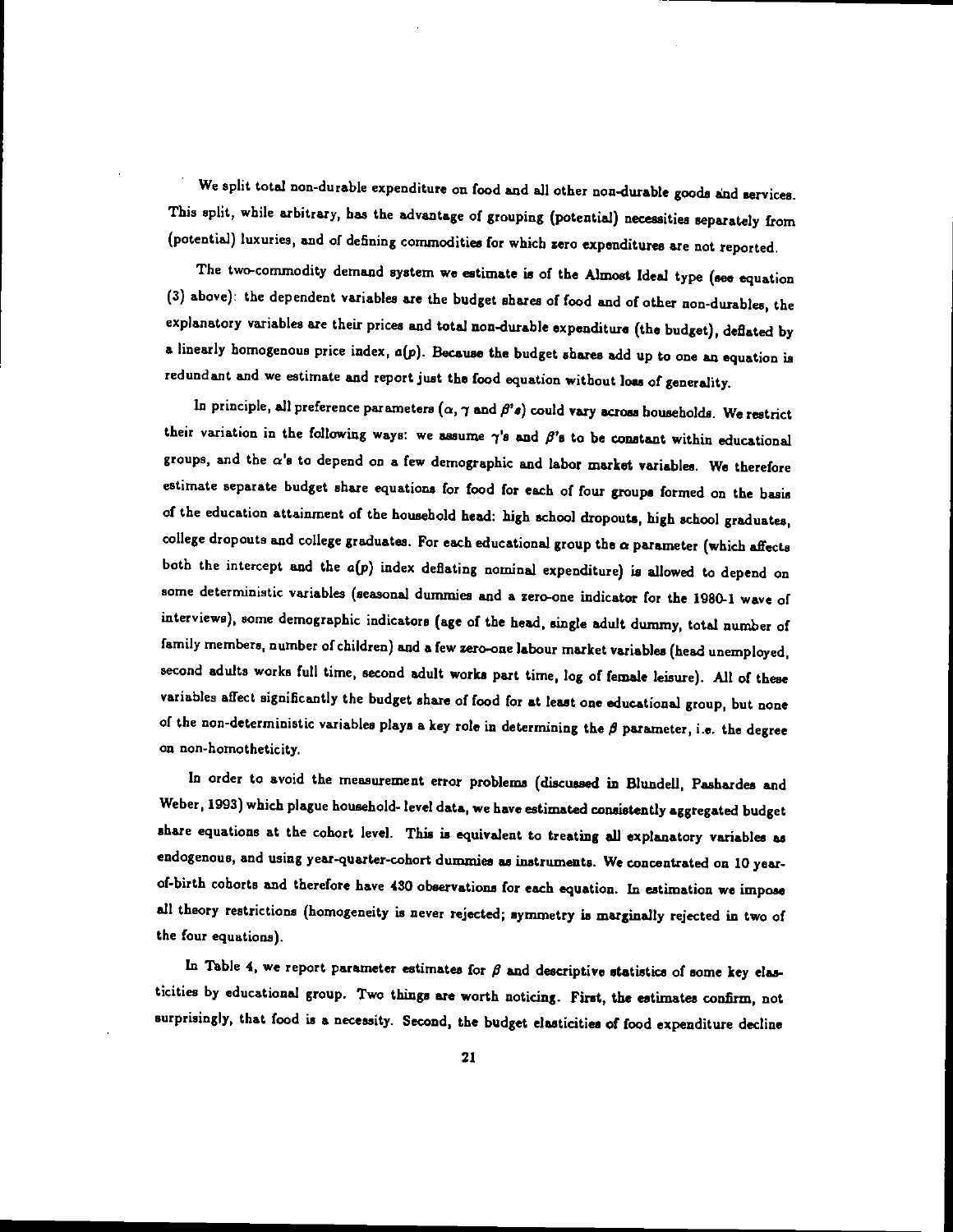We split total non-durable expenditure on food and all other non-durable goods and services. This split, while arbitrary, has the advantage of grouping (potential) necessities separately from (potential) luxuries, and of defining commodities for which zero expenditures are not reported.

The two-commodity demand system we estimate is of the Almost Ideal type (see equation (3) above): the dependent variables are the budget shares of food and of other non-durables, the explanatory variables are their prices and total non-durable expenditure (the budget), deflated by a linearly homogenous price index, $a(p)$. Because the budget shares add up to one an equation is redundant and we estimate and report just the food equation without loss of generality.

In principle, all preference parameters ($\alpha$, $\gamma$ and $\beta$'s) could vary across households. We restrict their variation in the following ways: we assume $\gamma$'s and $\beta$'s to be constant within educational groups, and the $\alpha$'s to depend on a few demographic and labor market variables. We therefore estimate separate budget share equations for food for each of four groups formed on the basis of the education attainment of the household head: high school dropouts, high school graduates, college dropouts and college graduates. For each educational group the $\alpha$ parameter (which affects both the intercept and the $a(p)$ index deflating nominal expenditure) is allowed to depend on some deterministic variables (seasonal dummies and a zero-one indicator for the 1980-1 wave of interviews), some demographic indicators (age of the head, single adult dummy, total number of family members, number of children) and a few zero-one labour market variables (head unemployed, second adults works full time, second adult works part time, log of female leisure). All of these variables affect significantly the budget share of food for at least one educational group, but none of the non-deterministic variables plays a key role in determining the $\beta$ parameter, i.e. the degree on non-homotheticity.

In order to avoid the measurement error problems (discussed in Blundell, Pashardes and Weber, 1993) which plague household- level data, we have estimated consistently aggregated budget share equations at the cohort level. This is equivalent to treating all explanatory variables as endogenous, and using year-quarter-cohort dummies as instruments. We concentrated on 10 year-of-birth cohorts and therefore have 430 observations for each equation. In estimation we impose all theory restrictions (homogeneity is never rejected; symmetry is marginally rejected in two of the four equations).

In Table 4, we report parameter estimates for $\beta$ and descriptive statistics of some key elasticities by educational group. Two things are worth noticing. First, the estimates confirm, not surprisingly, that food is a necessity. Second, the budget elasticities of food expenditure decline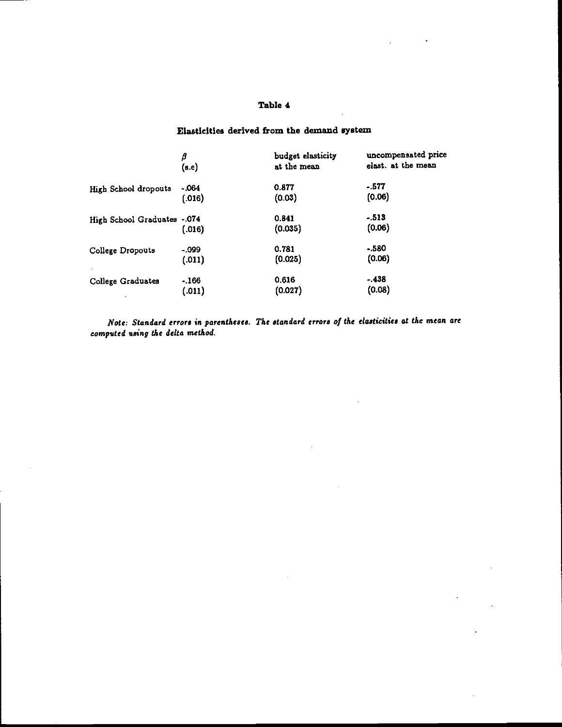# Table 4

## Elasticities derived from the demand system

| | $\beta$ (s.e) | budget elasticity at the mean | uncompensated price elast. at the mean |
|---|---|---|---|
| High School dropouts | -.064 | 0.877 | -.577 |
| | (.016) | (0.03) | (0.06) |
| High School Graduates | -.074 | 0.841 | -.513 |
| | (.016) | (0.035) | (0.06) |
| College Dropouts | -.099 | 0.781 | -.580 |
| | (.011) | (0.025) | (0.06) |
| College Graduates | -.166 | 0.616 | -.438 |
| | (.011) | (0.027) | (0.08) |

*Note: Standard errors in parentheses. The standard errors of the elasticities at the mean are computed using the delta method.*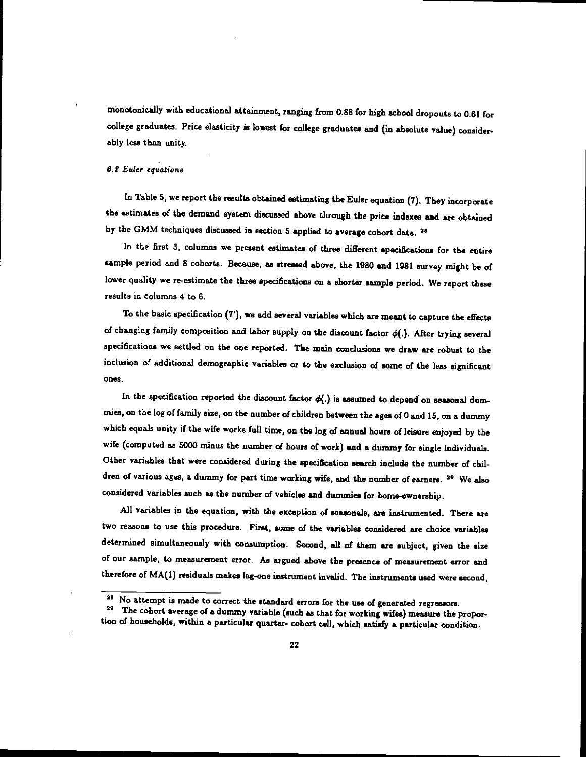monotonically with educational attainment, ranging from 0.88 for high school dropouts to 0.61 for college graduates. Price elasticity is lowest for college graduates and (in absolute value) considerably less than unity.

### *6.2 Euler equations*

In Table 5, we report the results obtained estimating the Euler equation (7). They incorporate the estimates of the demand system discussed above through the price indexes and are obtained by the GMM techniques discussed in section 5 applied to average cohort data. [28]

In the first 3, columns we present estimates of three different specifications for the entire sample period and 8 cohorts. Because, as stressed above, the 1980 and 1981 survey might be of lower quality we re-estimate the three specifications on a shorter sample period. We report these results in columns 4 to 6.

To the basic specification (7'), we add several variables which are meant to capture the effects of changing family composition and labor supply on the discount factor $\phi(.)$. After trying several specifications we settled on the one reported. The main conclusions we draw are robust to the inclusion of additional demographic variables or to the exclusion of some of the less significant ones.

In the specification reported the discount factor $\phi(.)$ is assumed to depend on seasonal dummies, on the log of family size, on the number of children between the ages of 0 and 15, on a dummy which equals unity if the wife works full time, on the log of annual hours of leisure enjoyed by the wife (computed as 5000 minus the number of hours of work) and a dummy for single individuals. Other variables that were considered during the specification search include the number of children of various ages, a dummy for part time working wife, and the number of earners. [29] We also considered variables such as the number of vehicles and dummies for home-ownership.

All variables in the equation, with the exception of seasonals, are instrumented. There are two reasons to use this procedure. First, some of the variables considered are choice variables determined simultaneously with consumption. Second, all of them are subject, given the size of our sample, to measurement error. As argued above the presence of measurement error and therefore of MA(1) residuals makes lag-one instrument invalid. The instruments used were second,

---

[28] No attempt is made to correct the standard errors for the use of generated regressors.

[29] The cohort average of a dummy variable (such as that for working wifes) measure the proportion of households, within a particular quarter- cohort cell, which satisfy a particular condition.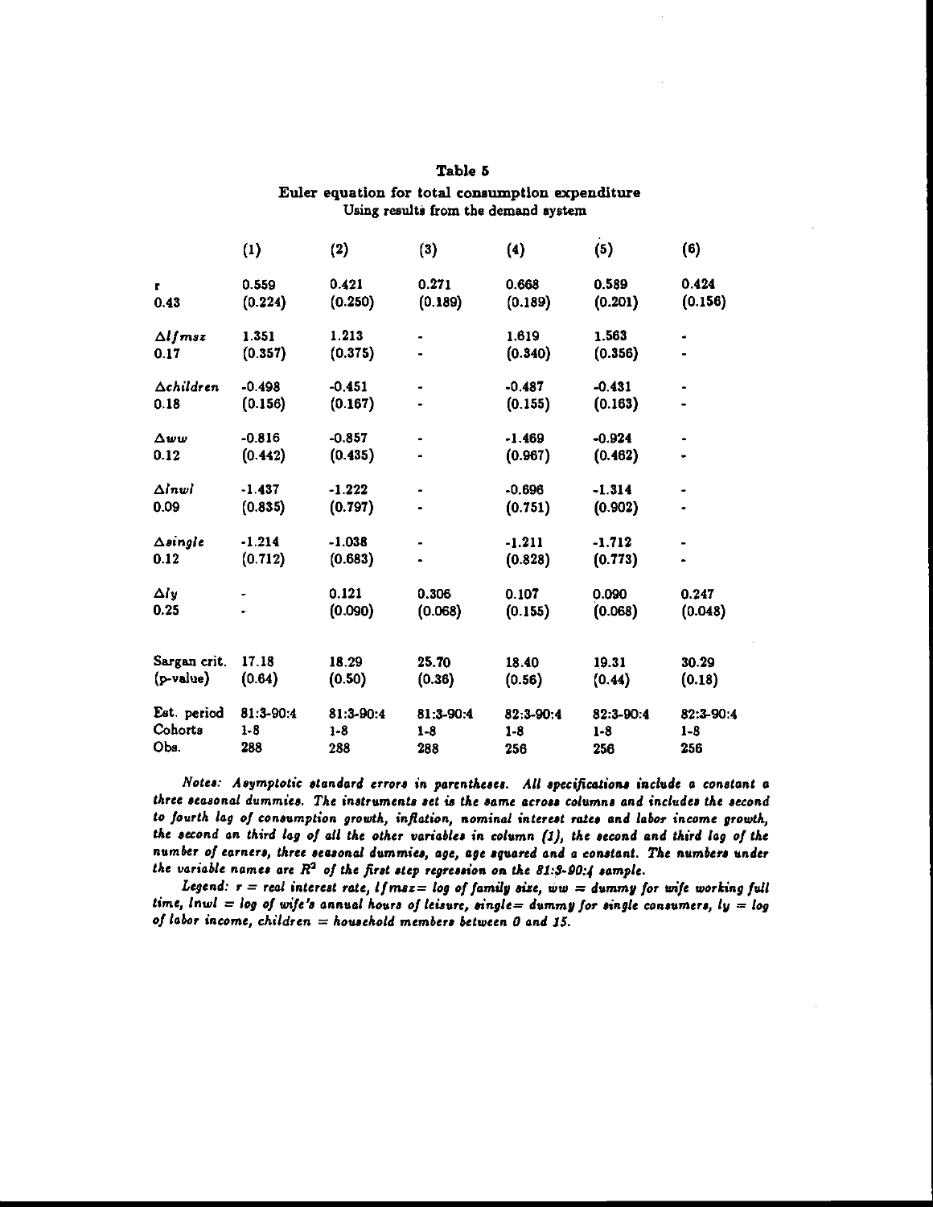## Table 5

### Euler equation for total consumption expenditure

Using results from the demand system

| | (1) | (2) | (3) | (4) | (5) | (6) |
|---|---|---|---|---|---|---|
| $r$ | 0.559 | 0.421 | 0.271 | 0.668 | 0.589 | 0.424 |
| 0.43 | (0.224) | (0.250) | (0.189) | (0.189) | (0.201) | (0.156) |
| $\Delta lfmsz$ | 1.351 | 1.213 | - | 1.619 | 1.563 | - |
| 0.17 | (0.357) | (0.375) | - | (0.340) | (0.356) | - |
| $\Delta children$ | -0.498 | -0.451 | - | -0.487 | -0.431 | - |
| 0.18 | (0.156) | (0.167) | - | (0.155) | (0.163) | - |
| $\Delta ww$ | -0.816 | -0.857 | - | -1.469 | -0.924 | - |
| 0.12 | (0.442) | (0.435) | - | (0.967) | (0.462) | - |
| $\Delta lnwl$ | -1.437 | -1.222 | - | -0.696 | -1.314 | - |
| 0.09 | (0.835) | (0.797) | - | (0.751) | (0.902) | - |
| $\Delta single$ | -1.214 | -1.038 | - | -1.211 | -1.712 | - |
| 0.12 | (0.712) | (0.683) | - | (0.828) | (0.773) | - |
| $\Delta ly$ | - | 0.121 | 0.306 | 0.107 | 0.090 | 0.247 |
| 0.25 | - | (0.090) | (0.068) | (0.155) | (0.068) | (0.048) |
| Sargan crit. | 17.18 | 18.29 | 25.70 | 18.40 | 19.31 | 30.29 |
| (p-value) | (0.64) | (0.50) | (0.36) | (0.56) | (0.44) | (0.18) |
| Est. period | 81:3-90:4 | 81:3-90:4 | 81:3-90:4 | 82:3-90:4 | 82:3-90:4 | 82:3-90:4 |
| Cohorts | 1-8 | 1-8 | 1-8 | 1-8 | 1-8 | 1-8 |
| Obs. | 288 | 288 | 288 | 256 | 256 | 256 |

*Notes: Asymptotic standard errors in parentheses. All specifications include a constant a three seasonal dummies. The instruments set is the same across columns and includes the second to fourth lag of consumption growth, inflation, nominal interest rates and labor income growth, the second an third log of all the other variables in column (1), the second and third lag of the number of earners, three seasonal dummies, age, age squared and a constant. The numbers under the variable names are $R^2$ of the first step regression on the 81:3-90:4 sample.*

*Legend: $r$ = real interest rate, $lfmsz$ = log of family size, $ww$ = dummy for wife working full time, $lnwl$ = log of wife's annual hours of leisure, $single$ = dummy for single consumers, $ly$ = log of labor income, $children$ = household members between 0 and 15.*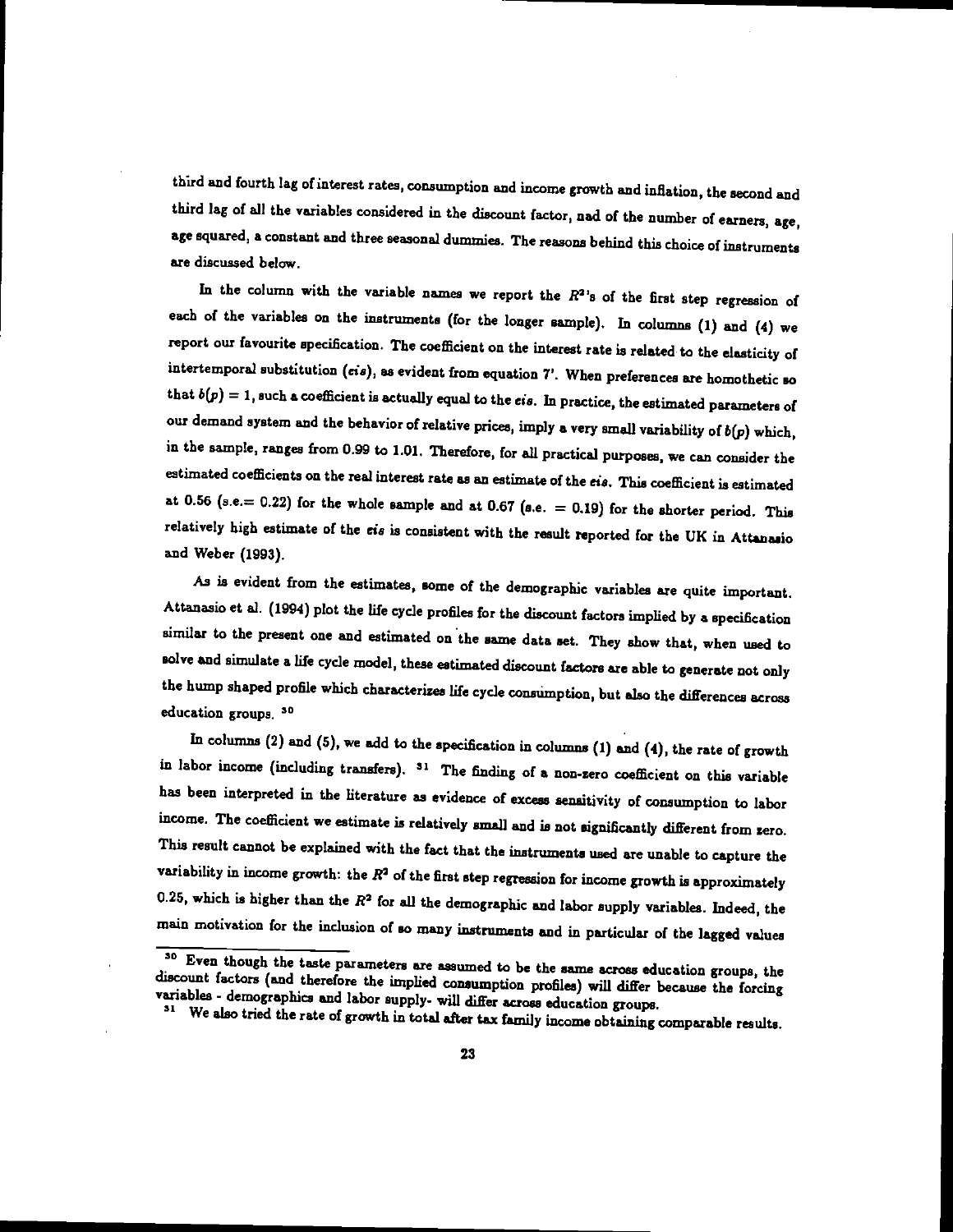third and fourth lag of interest rates, consumption and income growth and inflation, the second and third lag of all the variables considered in the discount factor, nad of the number of earners, age, age squared, a constant and three seasonal dummies. The reasons behind this choice of instruments are discussed below.

In the column with the variable names we report the $R^2$'s of the first step regression of each of the variables on the instruments (for the longer sample). In columns (1) and (4) we report our favourite specification. The coefficient on the interest rate is related to the elasticity of intertemporal substitution (*eis*), as evident from equation 7'. When preferences are homothetic so that $b(p) = 1$, such a coefficient is actually equal to the *eis*. In practice, the estimated parameters of our demand system and the behavior of relative prices, imply a very small variability of $b(p)$ which, in the sample, ranges from 0.99 to 1.01. Therefore, for all practical purposes, we can consider the estimated coefficients on the real interest rate as an estimate of the *eis*. This coefficient is estimated at 0.56 (s.e.= 0.22) for the whole sample and at 0.67 (s.e. = 0.19) for the shorter period. This relatively high estimate of the *eis* is consistent with the result reported for the UK in Attanasio and Weber (1993).

As is evident from the estimates, some of the demographic variables are quite important. Attanasio et al. (1994) plot the life cycle profiles for the discount factors implied by a specification similar to the present one and estimated on the same data set. They show that, when used to solve and simulate a life cycle model, these estimated discount factors are able to generate not only the hump shaped profile which characterizes life cycle consumption, but also the differences across education groups. [30]

In columns (2) and (5), we add to the specification in columns (1) and (4), the rate of growth in labor income (including transfers). [31] The finding of a non-zero coefficient on this variable has been interpreted in the literature as evidence of excess sensitivity of consumption to labor income. The coefficient we estimate is relatively small and is not significantly different from zero. This result cannot be explained with the fact that the instruments used are unable to capture the variability in income growth: the $R^2$ of the first step regression for income growth is approximately 0.25, which is higher than the $R^2$ for all the demographic and labor supply variables. Indeed, the main motivation for the inclusion of so many instruments and in particular of the lagged values

[30] Even though the taste parameters are assumed to be the same across education groups, the discount factors (and therefore the implied consumption profiles) will differ because the forcing variables - demographics and labor supply- will differ across education groups.

[31] We also tried the rate of growth in total after tax family income obtaining comparable results.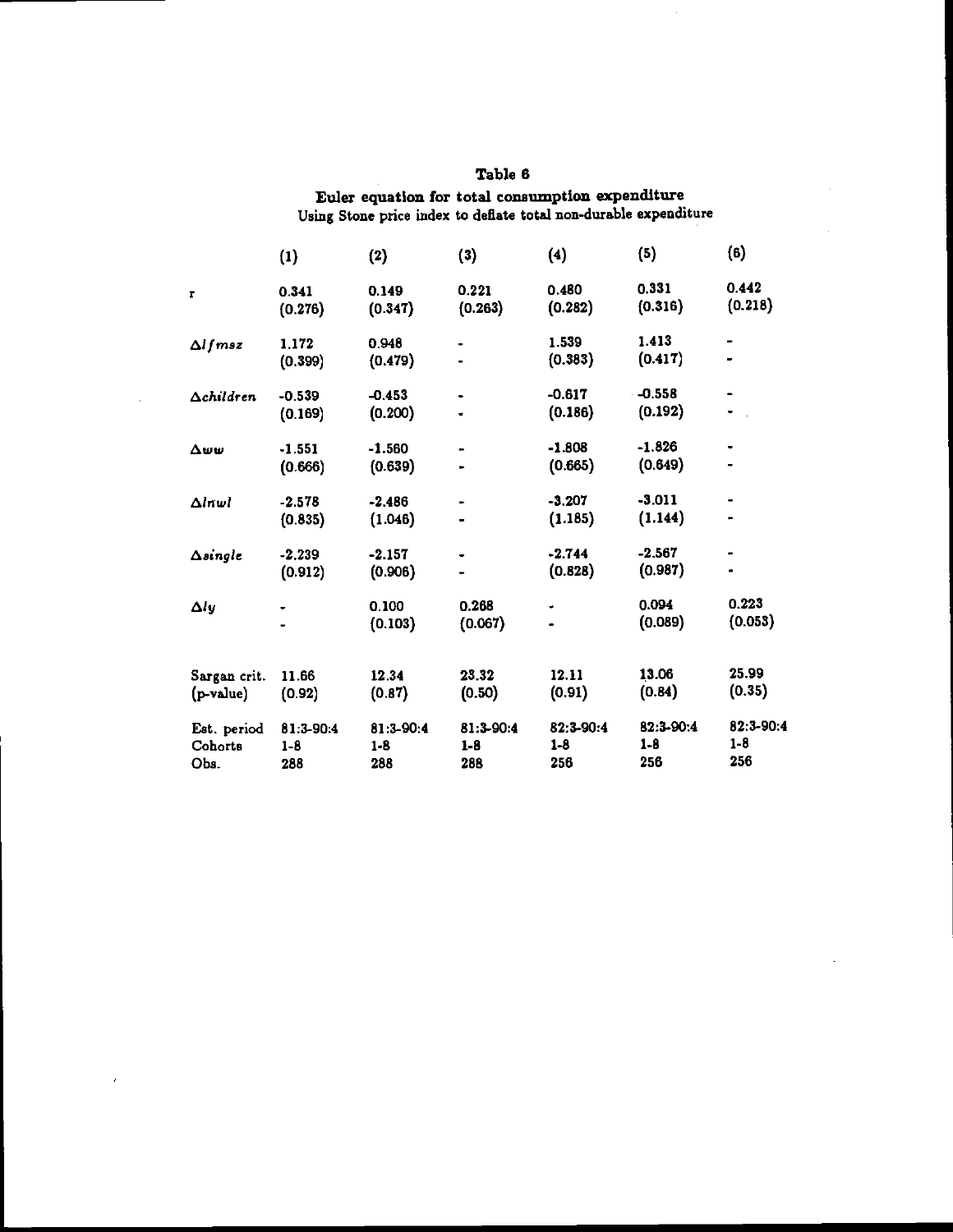# Table 6

## Euler equation for total consumption expenditure

Using Stone price index to deflate total non-durable expenditure

| | (1) | (2) | (3) | (4) | (5) | (6) |
|---|---|---|---|---|---|---|
| $r$ | 0.341 | 0.149 | 0.221 | 0.480 | 0.331 | 0.442 |
| | (0.276) | (0.347) | (0.263) | (0.282) | (0.316) | (0.218) |
| $\Delta lfmsz$ | 1.172 | 0.948 | - | 1.539 | 1.413 | - |
| | (0.399) | (0.479) | - | (0.383) | (0.417) | - |
| $\Delta children$ | -0.539 | -0.453 | - | -0.617 | -0.558 | - |
| | (0.169) | (0.200) | - | (0.186) | (0.192) | - |
| $\Delta ww$ | -1.551 | -1.560 | - | -1.808 | -1.826 | - |
| | (0.666) | (0.639) | - | (0.665) | (0.649) | - |
| $\Delta lnwl$ | -2.578 | -2.486 | - | -3.207 | -3.011 | - |
| | (0.835) | (1.046) | - | (1.185) | (1.144) | - |
| $\Delta single$ | -2.239 | -2.157 | - | -2.744 | -2.567 | - |
| | (0.912) | (0.906) | - | (0.828) | (0.987) | - |
| $\Delta ly$ | - | 0.100 | 0.268 | - | 0.094 | 0.223 |
| | - | (0.103) | (0.067) | - | (0.089) | (0.053) |
| Sargan crit. | 11.66 | 12.34 | 23.32 | 12.11 | 13.06 | 25.99 |
| (p-value) | (0.92) | (0.87) | (0.50) | (0.91) | (0.84) | (0.35) |
| Est. period | 81:3-90:4 | 81:3-90:4 | 81:3-90:4 | 82:3-90:4 | 82:3-90:4 | 82:3-90:4 |
| Cohorts | 1-8 | 1-8 | 1-8 | 1-8 | 1-8 | 1-8 |
| Obs. | 288 | 288 | 288 | 256 | 256 | 256 |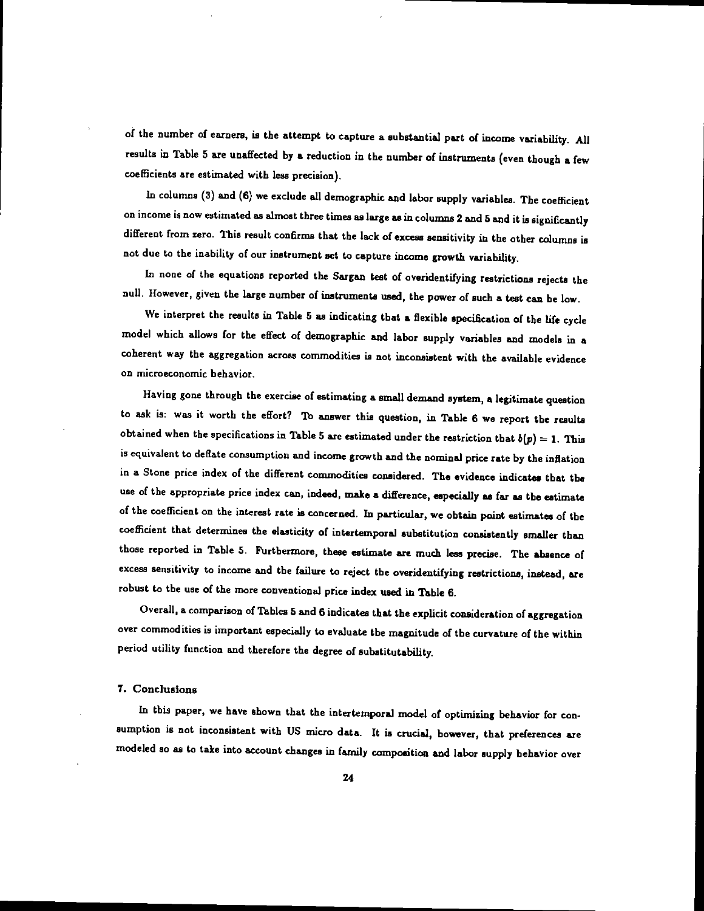of the number of earners, is the attempt to capture a substantial part of income variability. All results in Table 5 are unaffected by a reduction in the number of instruments (even though a few coefficients are estimated with less precision).

In columns (3) and (6) we exclude all demographic and labor supply variables. The coefficient on income is now estimated as almost three times as large as in columns 2 and 5 and it is significantly different from zero. This result confirms that the lack of excess sensitivity in the other columns is not due to the inability of our instrument set to capture income growth variability.

In none of the equations reported the Sargan test of overidentifying restrictions rejects the null. However, given the large number of instruments used, the power of such a test can be low.

We interpret the results in Table 5 as indicating that a flexible specification of the life cycle model which allows for the effect of demographic and labor supply variables and models in a coherent way the aggregation across commodities is not inconsistent with the available evidence on microeconomic behavior.

Having gone through the exercise of estimating a small demand system, a legitimate question to ask is: was it worth the effort? To answer this question, in Table 6 we report the results obtained when the specifications in Table 5 are estimated under the restriction that $b(p) = 1$. This is equivalent to deflate consumption and income growth and the nominal price rate by the inflation in a Stone price index of the different commodities considered. The evidence indicates that the use of the appropriate price index can, indeed, make a difference, especially as far as the estimate of the coefficient on the interest rate is concerned. In particular, we obtain point estimates of the coefficient that determines the elasticity of intertemporal substitution consistently smaller than those reported in Table 5. Furthermore, these estimate are much less precise. The absence of excess sensitivity to income and the failure to reject the overidentifying restrictions, instead, are robust to the use of the more conventional price index used in Table 6.

Overall, a comparison of Tables 5 and 6 indicates that the explicit consideration of aggregation over commodities is important especially to evaluate the magnitude of the curvature of the within period utility function and therefore the degree of substitutability.

## 7. Conclusions

In this paper, we have shown that the intertemporal model of optimizing behavior for consumption is not inconsistent with US micro data. It is crucial, however, that preferences are modeled so as to take into account changes in family composition and labor supply behavior over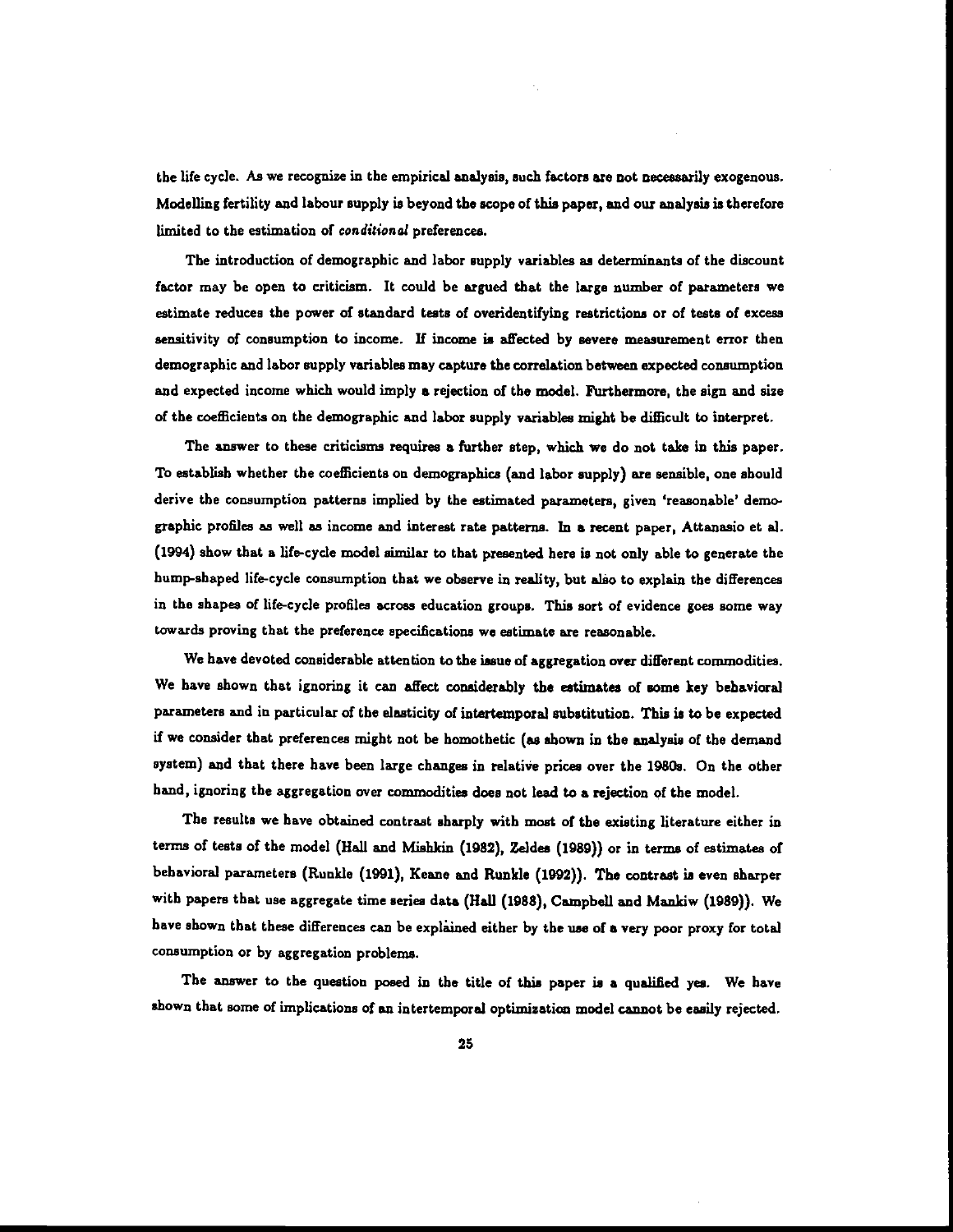the life cycle. As we recognize in the empirical analysis, such factors are not necessarily exogenous. Modelling fertility and labour supply is beyond the scope of this paper, and our analysis is therefore limited to the estimation of *conditional* preferences.

The introduction of demographic and labor supply variables as determinants of the discount factor may be open to criticism. It could be argued that the large number of parameters we estimate reduces the power of standard tests of overidentifying restrictions or of tests of excess sensitivity of consumption to income. If income is affected by severe measurement error then demographic and labor supply variables may capture the correlation between expected consumption and expected income which would imply a rejection of the model. Furthermore, the sign and size of the coefficients on the demographic and labor supply variables might be difficult to interpret.

The answer to these criticisms requires a further step, which we do not take in this paper. To establish whether the coefficients on demographics (and labor supply) are sensible, one should derive the consumption patterns implied by the estimated parameters, given 'reasonable' demographic profiles as well as income and interest rate patterns. In a recent paper, Attanasio et al. (1994) show that a life-cycle model similar to that presented here is not only able to generate the hump-shaped life-cycle consumption that we observe in reality, but also to explain the differences in the shapes of life-cycle profiles across education groups. This sort of evidence goes some way towards proving that the preference specifications we estimate are reasonable.

We have devoted considerable attention to the issue of aggregation over different commodities. We have shown that ignoring it can affect considerably the estimates of some key behavioral parameters and in particular of the elasticity of intertemporal substitution. This is to be expected if we consider that preferences might not be homothetic (as shown in the analysis of the demand system) and that there have been large changes in relative prices over the 1980s. On the other hand, ignoring the aggregation over commodities does not lead to a rejection of the model.

The results we have obtained contrast sharply with most of the existing literature either in terms of tests of the model (Hall and Mishkin (1982), Zeldes (1989)) or in terms of estimates of behavioral parameters (Runkle (1991), Keane and Runkle (1992)). The contrast is even sharper with papers that use aggregate time series data (Hall (1988), Campbell and Mankiw (1989)). We have shown that these differences can be explained either by the use of a very poor proxy for total consumption or by aggregation problems.

The answer to the question posed in the title of this paper is a qualified yes. We have shown that some of implications of an intertemporal optimization model cannot be easily rejected.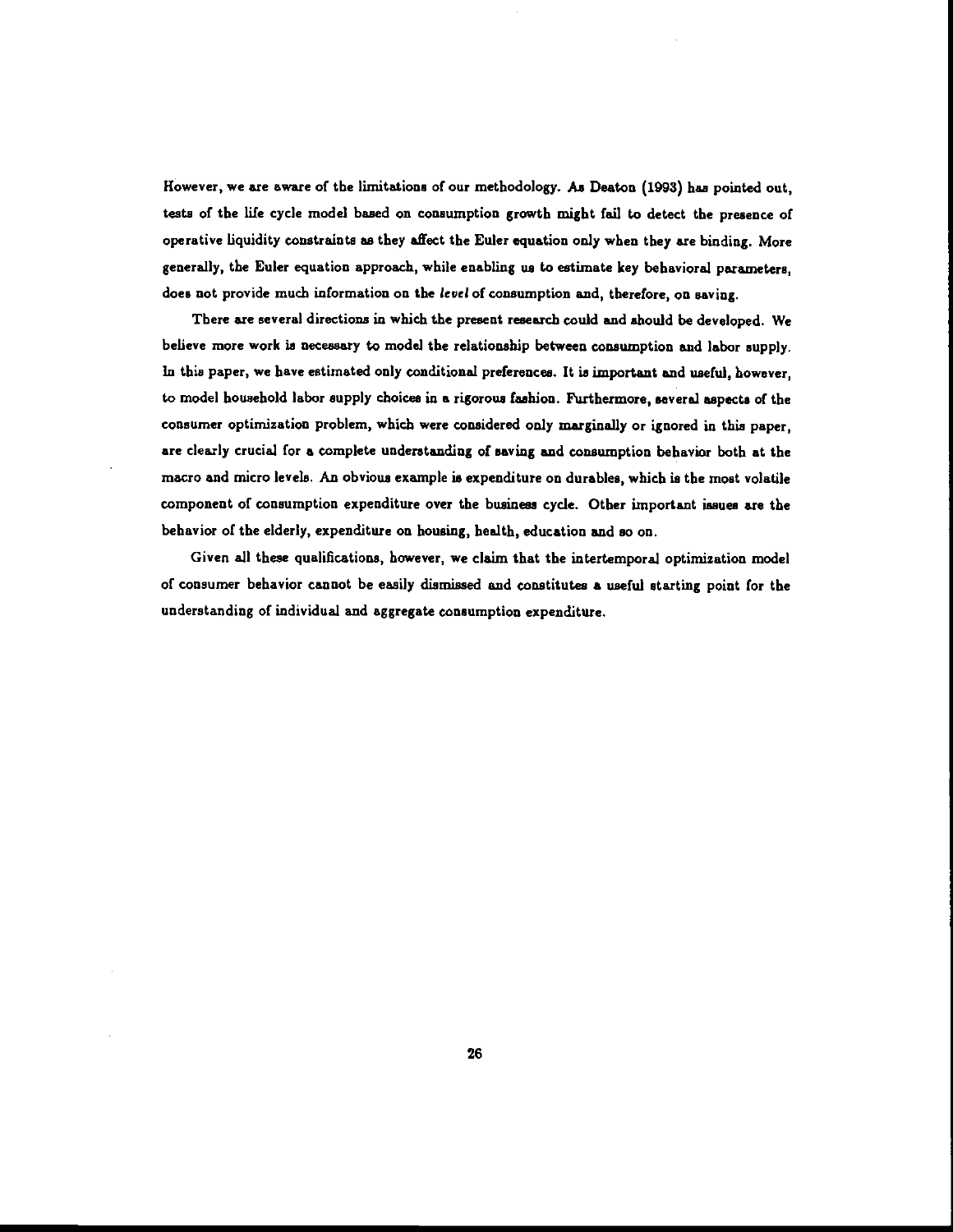However, we are aware of the limitations of our methodology. As Deaton (1993) has pointed out, tests of the life cycle model based on consumption growth might fail to detect the presence of operative liquidity constraints as they affect the Euler equation only when they are binding. More generally, the Euler equation approach, while enabling us to estimate key behavioral parameters, does not provide much information on the *level* of consumption and, therefore, on saving.

There are several directions in which the present research could and should be developed. We believe more work is necessary to model the relationship between consumption and labor supply. In this paper, we have estimated only conditional preferences. It is important and useful, however, to model household labor supply choices in a rigorous fashion. Furthermore, several aspects of the consumer optimization problem, which were considered only marginally or ignored in this paper, are clearly crucial for a complete understanding of saving and consumption behavior both at the macro and micro levels. An obvious example is expenditure on durables, which is the most volatile component of consumption expenditure over the business cycle. Other important issues are the behavior of the elderly, expenditure on housing, health, education and so on.

Given all these qualifications, however, we claim that the intertemporal optimization model of consumer behavior cannot be easily dismissed and constitutes a useful starting point for the understanding of individual and aggregate consumption expenditure.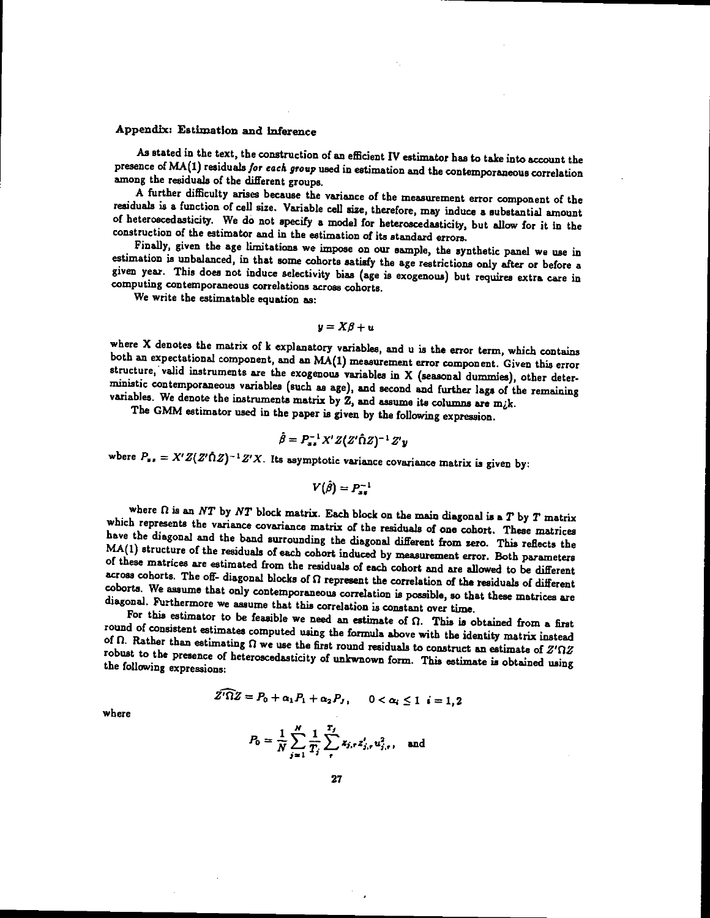## Appendix: Estimation and Inference

As stated in the text, the construction of an efficient IV estimator has to take into account the presence of MA(1) residuals *for each group* used in estimation and the contemporaneous correlation among the residuals of the different groups.

A further difficulty arises because the variance of the measurement error component of the residuals is a function of cell size. Variable cell size, therefore, may induce a substantial amount of heteroscedasticity. We do not specify a model for heteroscedasticity, but allow for it in the construction of the estimator and in the estimation of its standard errors.

Finally, given the age limitations we impose on our sample, the synthetic panel we use in estimation is unbalanced, in that some cohorts satisfy the age restrictions only after or before a given year. This does not induce selectivity bias (age is exogenous) but requires extra care in computing contemporaneous correlations across cohorts.

We write the estimatable equation as:

$$y = X\beta + u$$

where X denotes the matrix of k explanatory variables, and u is the error term, which contains both an expectational component, and an MA(1) measurement error component. Given this error structure, valid instruments are the exogenous variables in X (seasonal dummies), other deterministic contemporaneous variables (such as age), and second and further lags of the remaining variables. We denote the instruments matrix by Z, and assume its columns are m¿k.

The GMM estimator used in the paper is given by the following expression.

$$\hat{\beta} = P_{zz}^{-1} X' Z (Z'\hat{\Omega}Z)^{-1} Z' y$$

where $P_{zz} = X'Z(Z'\hat{\Omega}Z)^{-1}Z'X$. Its asymptotic variance covariance matrix is given by:

$$V(\hat{\beta}) = P_{zz}^{-1}$$

where $\Omega$ is an $NT$ by $NT$ block matrix. Each block on the main diagonal is a $T$ by $T$ matrix which represents the variance covariance matrix of the residuals of one cohort. These matrices have the diagonal and the band surrounding the diagonal different from zero. This reflects the MA(1) structure of the residuals of each cohort induced by measurement error. Both parameters of these matrices are estimated from the residuals of each cohort and are allowed to be different across cohorts. The off- diagonal blocks of $\Omega$ represent the correlation of the residuals of different cohorts. We assume that only contemporaneous correlation is possible, so that these matrices are diagonal. Furthermore we assume that this correlation is constant over time.

For this estimator to be feasible we need an estimate of $\Omega$. This is obtained from a first round of consistent estimates computed using the formula above with the identity matrix instead of $\Omega$. Rather than estimating $\Omega$ we use the first round residuals to construct an estimate of $Z'\Omega Z$ robust to the presence of heteroscedasticity of unkwnown form. This estimate is obtained using the following expressions:

$$\widehat{Z'\Omega Z} = P_0 + \alpha_1 P_1 + \alpha_2 P_J, \qquad 0 < \alpha_i \leq 1 \quad i = 1, 2$$

where

$$P_0 = \frac{1}{N}\sum_{j=1}^{N} \frac{1}{T_j} \sum_{\tau}^{T_j} z_{j,\tau} z'_{j,\tau} u^2_{j,\tau}, \quad \text{and}$$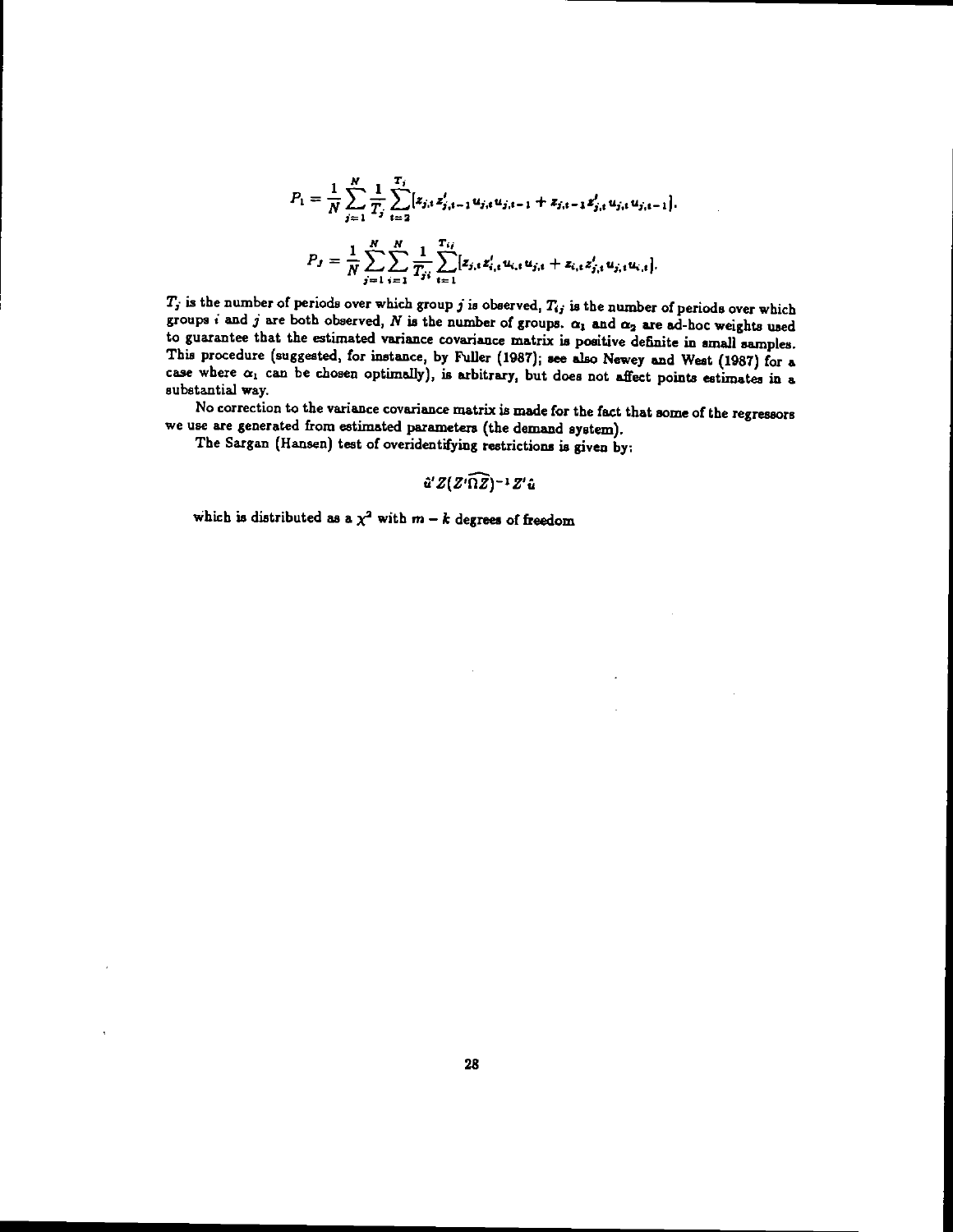$$P_1 = \frac{1}{N}\sum_{j=1}^{N}\frac{1}{T_j}\sum_{t=2}^{T_j}[z_{j,t}z'_{j,t-1}u_{j,t}u_{j,t-1} + z_{j,t-1}z'_{j,t}u_{j,t}u_{j,t-1}].$$

$$P_J = \frac{1}{N}\sum_{j=1}^{N}\sum_{i=1}^{N}\frac{1}{T_{ji}}\sum_{t=1}^{T_{ij}}[z_{j,t}z'_{i,t}u_{i,t}u_{j,t} + z_{i,t}z'_{j,t}u_{j,t}u_{i,t}].$$

$T_j$ is the number of periods over which group $j$ is observed, $T_{ij}$ is the number of periods over which groups $i$ and $j$ are both observed, $N$ is the number of groups. $\alpha_1$ and $\alpha_2$ are ad-hoc weights used to guarantee that the estimated variance covariance matrix is positive definite in small samples. This procedure (suggested, for instance, by Fuller (1987); see also Newey and West (1987) for a case where $\alpha_1$ can be chosen optimally), is arbitrary, but does not affect points estimates in a substantial way.

No correction to the variance covariance matrix is made for the fact that some of the regressors we use are generated from estimated parameters (the demand system).

The Sargan (Hansen) test of overidentifying restrictions is given by:

$$\hat{u}'Z(\widehat{Z'\Omega Z})^{-1}Z'\hat{u}$$

which is distributed as a $\chi^2$ with $m - k$ degrees of freedom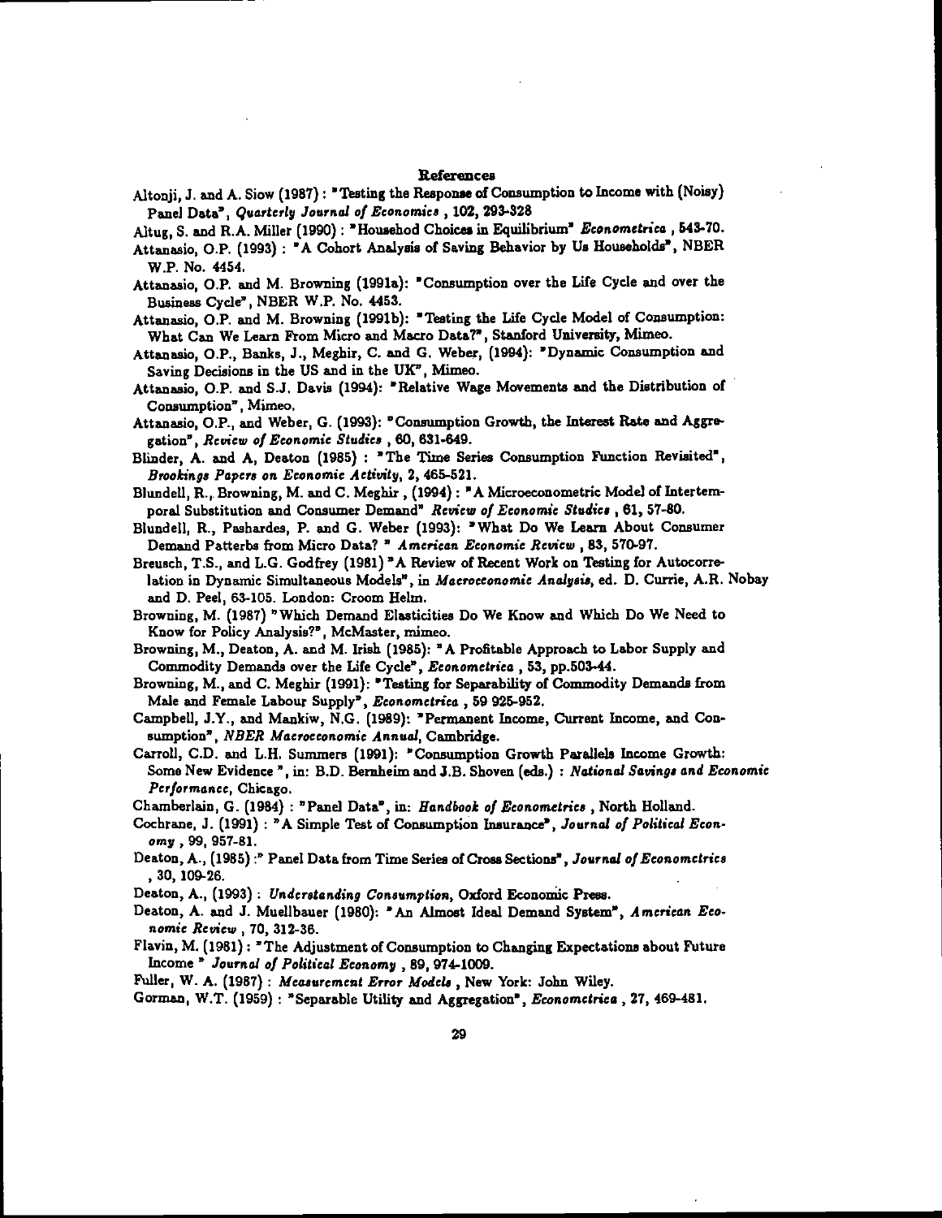# References

Altonji, J. and A. Siow (1987) : "Testing the Response of Consumption to Income with (Noisy) Panel Data", *Quarterly Journal of Economics* , 102, 293-328

Altug, S. and R.A. Miller (1990) : "Househod Choices in Equilibrium" *Econometrica* , 543-70.

Attanasio, O.P. (1993) : "A Cohort Analysis of Saving Behavior by Us Households", NBER W.P. No. 4454.

Attanasio, O.P. and M. Browning (1991a): "Consumption over the Life Cycle and over the Business Cycle", NBER W.P. No. 4453.

Attanasio, O.P. and M. Browning (1991b): "Testing the Life Cycle Model of Consumption: What Can We Learn From Micro and Macro Data?", Stanford University, Mimeo.

Attanasio, O.P., Banks, J., Meghir, C. and G. Weber, (1994): "Dynamic Consumption and Saving Decisions in the US and in the UK", Mimeo.

Attanasio, O.P. and S.J. Davis (1994): "Relative Wage Movements and the Distribution of Consumption", Mimeo.

Attanasio, O.P., and Weber, G. (1993): "Consumption Growth, the Interest Rate and Aggregation", *Review of Economic Studies* , 60, 631-649.

Blinder, A. and A, Deaton (1985) : "The Time Series Consumption Function Revisited", *Brookings Papers on Economic Activity*, 2, 465-521.

Blundell, R., Browning, M. and C. Meghir , (1994) : "A Microeconometric Model of Intertemporal Substitution and Consumer Demand" *Review of Economic Studies* , 61, 57-80.

Blundell, R., Pashardes, P. and G. Weber (1993): "What Do We Learn About Consumer Demand Patterbs from Micro Data? " *American Economic Review* , 83, 570-97.

Breusch, T.S., and L.G. Godfrey (1981) "A Review of Recent Work on Testing for Autocorrelation in Dynamic Simultaneous Models", in *Macroeconomic Analysis*, ed. D. Currie, A.R. Nobay and D. Peel, 63-105. London: Croom Helm.

Browning, M. (1987) "Which Demand Elasticities Do We Know and Which Do We Need to Know for Policy Analysis?", McMaster, mimeo.

Browning, M., Deaton, A. and M. Irish (1985): "A Profitable Approach to Labor Supply and Commodity Demands over the Life Cycle", *Econometrica* , 53, pp.503-44.

Browning, M., and C. Meghir (1991): "Testing for Separability of Commodity Demands from Male and Female Labour Supply", *Econometrica* , 59 925-952.

Campbell, J.Y., and Mankiw, N.G. (1989): "Permanent Income, Current Income, and Consumption", *NBER Macroeconomic Annual*, Cambridge.

Carroll, C.D. and L.H. Summers (1991): "Consumption Growth Parallels Income Growth: Some New Evidence ", in: B.D. Bernheim and J.B. Shoven (eds.) : *National Savings and Economic Performance*, Chicago.

Chamberlain, G. (1984) : "Panel Data", in: *Handbook of Econometrics* , North Holland.

Cochrane, J. (1991) : "A Simple Test of Consumption Insurance", *Journal of Political Economy* , 99, 957-81.

Deaton, A., (1985) :" Panel Data from Time Series of Cross Sections", *Journal of Econometrics* , 30, 109-26.

Deaton, A., (1993) : *Understanding Consumption*, Oxford Economic Press.

Deaton, A. and J. Muellbauer (1980): "An Almost Ideal Demand System", *American Economic Review* , 70, 312-36.

Flavin, M. (1981) : "The Adjustment of Consumption to Changing Expectations about Future Income " *Journal of Political Economy* , 89, 974-1009.

Fuller, W. A. (1987) : *Measurement Error Models* , New York: John Wiley.

Gorman, W.T. (1959) : "Separable Utility and Aggregation", *Econometrica* , 27, 469-481.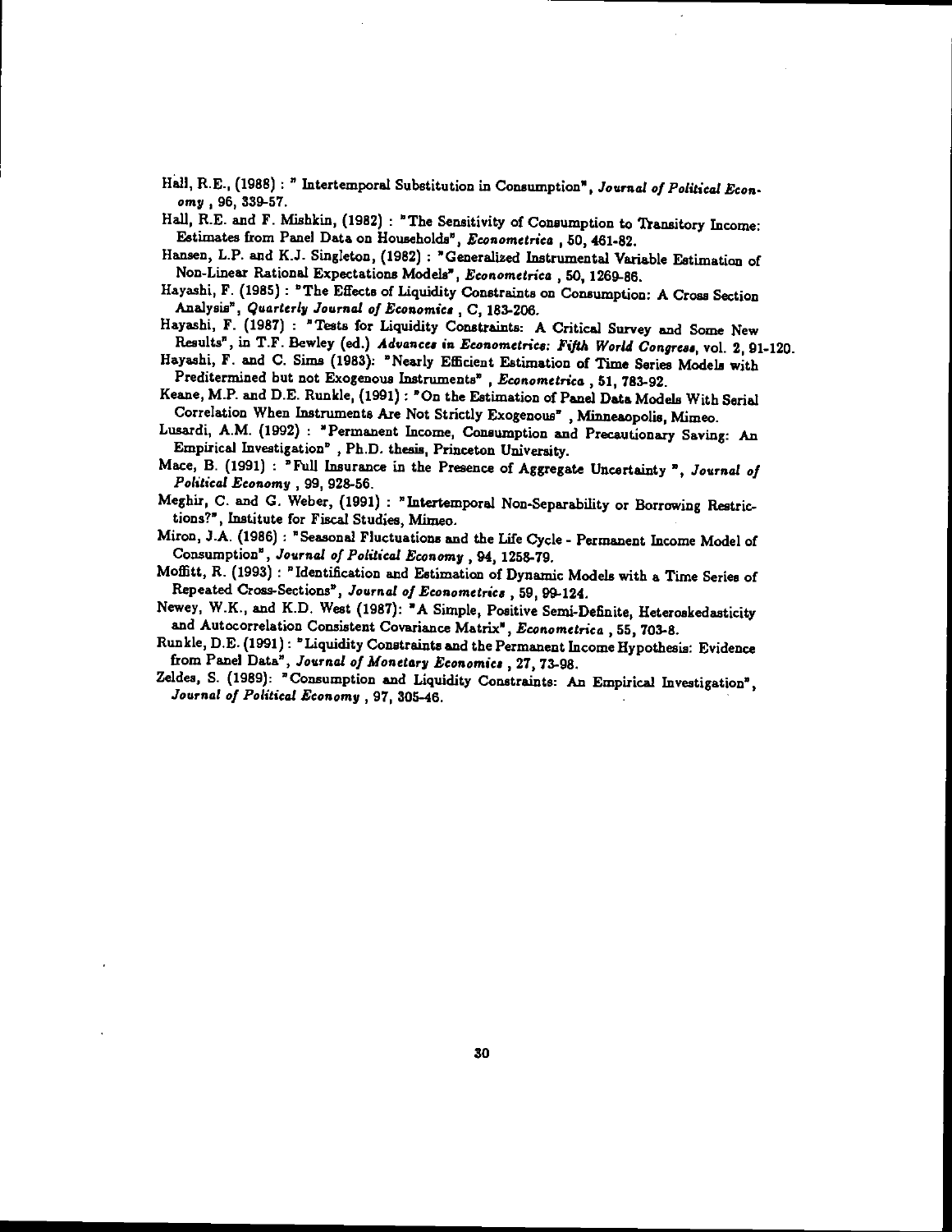Hall, R.E., (1988) : " Intertemporal Substitution in Consumption", *Journal of Political Economy* , 96, 339-57.

Hall, R.E. and F. Mishkin, (1982) : "The Sensitivity of Consumption to Transitory Income: Estimates from Panel Data on Households", *Econometrica* , 50, 461-82.

Hansen, L.P. and K.J. Singleton, (1982) : "Generalized Instrumental Variable Estimation of Non-Linear Rational Expectations Models", *Econometrica* , 50, 1269-86.

Hayashi, F. (1985) : "The Effects of Liquidity Constraints on Consumption: A Cross Section Analysis", *Quarterly Journal of Economics* , C, 183-206.

Hayashi, F. (1987) : "Tests for Liquidity Constraints: A Critical Survey and Some New Results", in T.F. Bewley (ed.) *Advances in Econometrics: Fifth World Congress*, vol. 2, 91-120.

Hayashi, F. and C. Sims (1983): "Nearly Efficient Estimation of Time Series Models with Preditermined but not Exogenous Instruments" , *Econometrica* , 51, 783-92.

Keane, M.P. and D.E. Runkle, (1991) : "On the Estimation of Panel Data Models With Serial Correlation When Instruments Are Not Strictly Exogenous" , Minneaopolis, Mimeo.

Lusardi, A.M. (1992) : "Permanent Income, Consumption and Precautionary Saving: An Empirical Investigation" , Ph.D. thesis, Princeton University.

Mace, B. (1991) : "Full Insurance in the Presence of Aggregate Uncertainty ", *Journal of Political Economy* , 99, 928-56.

Meghir, C. and G. Weber, (1991) : "Intertemporal Non-Separability or Borrowing Restrictions?", Institute for Fiscal Studies, Mimeo.

Miron, J.A. (1986) : "Seasonal Fluctuations and the Life Cycle - Permanent Income Model of Consumption", *Journal of Political Economy* , 94, 1258-79.

Moffitt, R. (1993) : "Identification and Estimation of Dynamic Models with a Time Series of Repeated Cross-Sections", *Journal of Econometrics* , 59, 99-124.

Newey, W.K., and K.D. West (1987): "A Simple, Positive Semi-Definite, Heteroskedasticity and Autocorrelation Consistent Covariance Matrix", *Econometrica* , 55, 703-8.

Runkle, D.E. (1991) : "Liquidity Constraints and the Permanent Income Hypothesis: Evidence from Panel Data", *Journal of Monetary Economics* , 27, 73-98.

Zeldes, S. (1989): "Consumption and Liquidity Constraints: An Empirical Investigation", *Journal of Political Economy* , 97, 305-46.